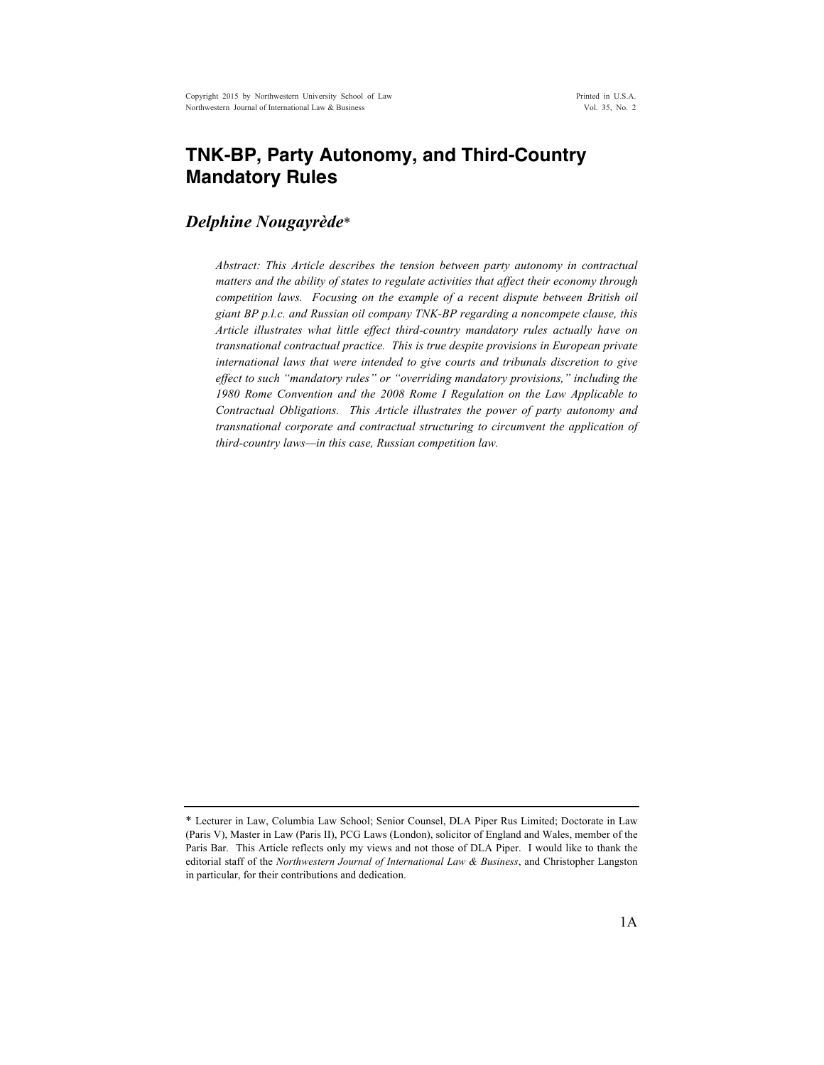# TNK-BP, Party Autonomy, and Third-Country Mandatory Rules

## *Delphine Nougayrède*\*

*Abstract: This Article describes the tension between party autonomy in contractual matters and the ability of states to regulate activities that affect their economy through competition laws. Focusing on the example of a recent dispute between British oil giant BP p.l.c. and Russian oil company TNK-BP regarding a noncompete clause, this Article illustrates what little effect third-country mandatory rules actually have on transnational contractual practice. This is true despite provisions in European private international laws that were intended to give courts and tribunals discretion to give effect to such "mandatory rules" or "overriding mandatory provisions," including the 1980 Rome Convention and the 2008 Rome I Regulation on the Law Applicable to Contractual Obligations. This Article illustrates the power of party autonomy and transnational corporate and contractual structuring to circumvent the application of third-country laws—in this case, Russian competition law.*

---

\* Lecturer in Law, Columbia Law School; Senior Counsel, DLA Piper Rus Limited; Doctorate in Law (Paris V), Master in Law (Paris II), PCG Laws (London), solicitor of England and Wales, member of the Paris Bar. This Article reflects only my views and not those of DLA Piper. I would like to thank the editorial staff of the *Northwestern Journal of International Law & Business*, and Christopher Langston in particular, for their contributions and dedication.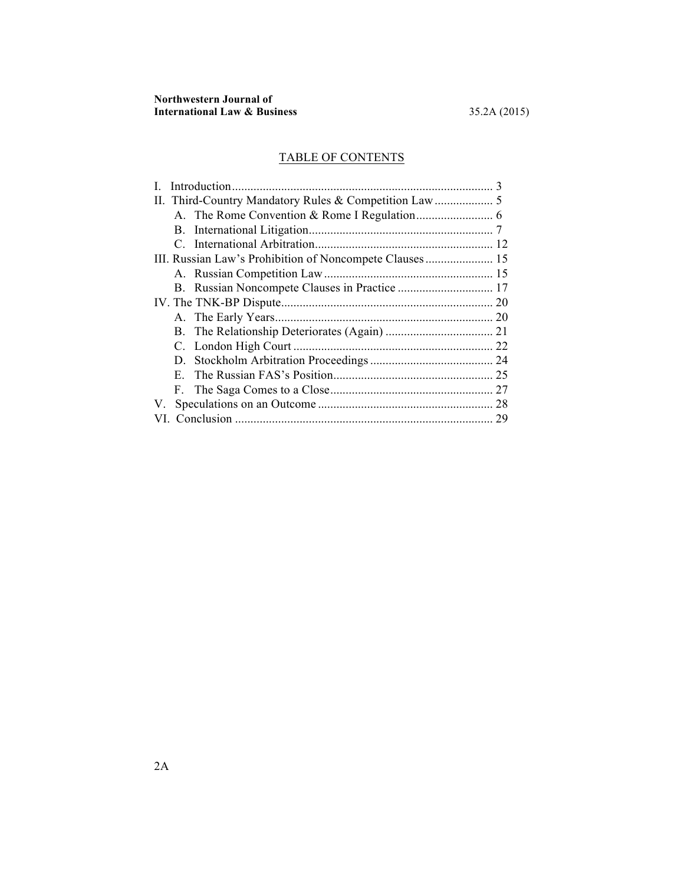## TABLE OF CONTENTS

I. Introduction .................................................................................... 3
II. Third-Country Mandatory Rules & Competition Law ................... 5
    A. The Rome Convention & Rome I Regulation ......................... 6
    B. International Litigation ........................................................... 7
    C. International Arbitration ......................................................... 12
III. Russian Law's Prohibition of Noncompete Clauses ...................... 15
    A. Russian Competition Law ....................................................... 15
    B. Russian Noncompete Clauses in Practice ............................... 17
IV. The TNK-BP Dispute .................................................................... 20
    A. The Early Years ...................................................................... 20
    B. The Relationship Deteriorates (Again) ................................... 21
    C. London High Court ................................................................. 22
    D. Stockholm Arbitration Proceedings ........................................ 24
    E. The Russian FAS's Position .................................................... 25
    F. The Saga Comes to a Close ..................................................... 27
V. Speculations on an Outcome ......................................................... 28
VI. Conclusion .................................................................................... 29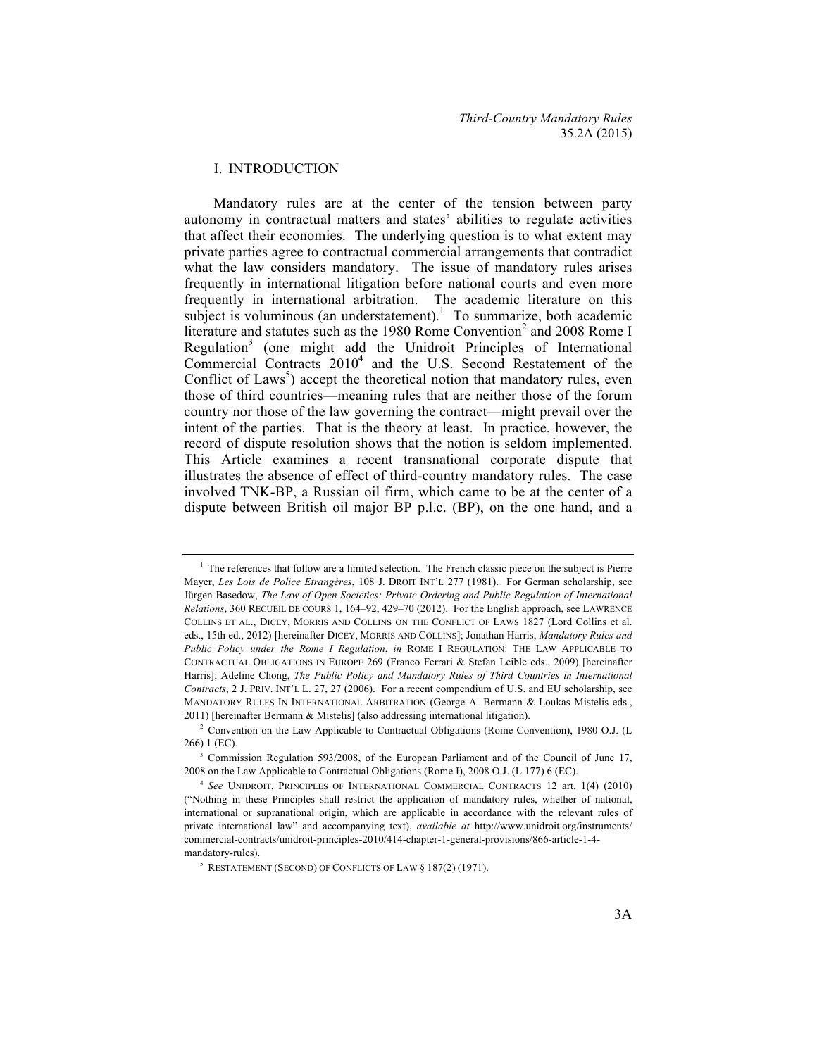## I. INTRODUCTION

Mandatory rules are at the center of the tension between party autonomy in contractual matters and states' abilities to regulate activities that affect their economies. The underlying question is to what extent may private parties agree to contractual commercial arrangements that contradict what the law considers mandatory. The issue of mandatory rules arises frequently in international litigation before national courts and even more frequently in international arbitration. The academic literature on this subject is voluminous (an understatement).[1] To summarize, both academic literature and statutes such as the 1980 Rome Convention[2] and 2008 Rome I Regulation[3] (one might add the Unidroit Principles of International Commercial Contracts 2010[4] and the U.S. Second Restatement of the Conflict of Laws[5]) accept the theoretical notion that mandatory rules, even those of third countries—meaning rules that are neither those of the forum country nor those of the law governing the contract—might prevail over the intent of the parties. That is the theory at least. In practice, however, the record of dispute resolution shows that the notion is seldom implemented. This Article examines a recent transnational corporate dispute that illustrates the absence of effect of third-country mandatory rules. The case involved TNK-BP, a Russian oil firm, which came to be at the center of a dispute between British oil major BP p.l.c. (BP), on the one hand, and a

---

[1] The references that follow are a limited selection. The French classic piece on the subject is Pierre Mayer, *Les Lois de Police Etrangères*, 108 J. DROIT INT'L 277 (1981). For German scholarship, see Jürgen Basedow, *The Law of Open Societies: Private Ordering and Public Regulation of International Relations*, 360 RECUEIL DE COURS 1, 164–92, 429–70 (2012). For the English approach, see LAWRENCE COLLINS ET AL., DICEY, MORRIS AND COLLINS ON THE CONFLICT OF LAWS 1827 (Lord Collins et al. eds., 15th ed., 2012) [hereinafter DICEY, MORRIS AND COLLINS]; Jonathan Harris, *Mandatory Rules and Public Policy under the Rome I Regulation*, *in* ROME I REGULATION: THE LAW APPLICABLE TO CONTRACTUAL OBLIGATIONS IN EUROPE 269 (Franco Ferrari & Stefan Leible eds., 2009) [hereinafter Harris]; Adeline Chong, *The Public Policy and Mandatory Rules of Third Countries in International Contracts*, 2 J. PRIV. INT'L L. 27, 27 (2006). For a recent compendium of U.S. and EU scholarship, see MANDATORY RULES IN INTERNATIONAL ARBITRATION (George A. Bermann & Loukas Mistelis eds., 2011) [hereinafter Bermann & Mistelis] (also addressing international litigation).

[2] Convention on the Law Applicable to Contractual Obligations (Rome Convention), 1980 O.J. (L 266) 1 (EC).

[3] Commission Regulation 593/2008, of the European Parliament and of the Council of June 17, 2008 on the Law Applicable to Contractual Obligations (Rome I), 2008 O.J. (L 177) 6 (EC).

[4] *See* UNIDROIT, PRINCIPLES OF INTERNATIONAL COMMERCIAL CONTRACTS 12 art. 1(4) (2010) ("Nothing in these Principles shall restrict the application of mandatory rules, whether of national, international or supranational origin, which are applicable in accordance with the relevant rules of private international law" and accompanying text), *available at* http://www.unidroit.org/instruments/commercial-contracts/unidroit-principles-2010/414-chapter-1-general-provisions/866-article-1-4-mandatory-rules).

[5] RESTATEMENT (SECOND) OF CONFLICTS OF LAW § 187(2) (1971).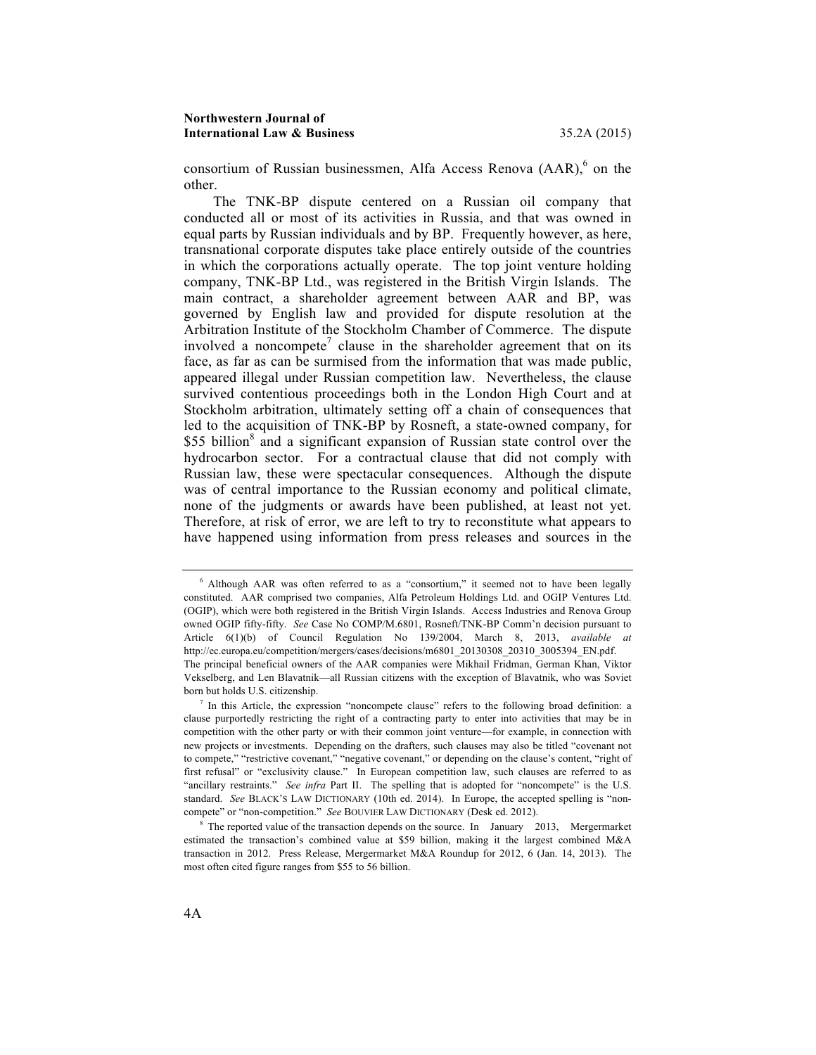consortium of Russian businessmen, Alfa Access Renova (AAR),[6] on the other.

The TNK-BP dispute centered on a Russian oil company that conducted all or most of its activities in Russia, and that was owned in equal parts by Russian individuals and by BP. Frequently however, as here, transnational corporate disputes take place entirely outside of the countries in which the corporations actually operate. The top joint venture holding company, TNK-BP Ltd., was registered in the British Virgin Islands. The main contract, a shareholder agreement between AAR and BP, was governed by English law and provided for dispute resolution at the Arbitration Institute of the Stockholm Chamber of Commerce. The dispute involved a noncompete[7] clause in the shareholder agreement that on its face, as far as can be surmised from the information that was made public, appeared illegal under Russian competition law. Nevertheless, the clause survived contentious proceedings both in the London High Court and at Stockholm arbitration, ultimately setting off a chain of consequences that led to the acquisition of TNK-BP by Rosneft, a state-owned company, for \$55 billion[8] and a significant expansion of Russian state control over the hydrocarbon sector. For a contractual clause that did not comply with Russian law, these were spectacular consequences. Although the dispute was of central importance to the Russian economy and political climate, none of the judgments or awards have been published, at least not yet. Therefore, at risk of error, we are left to try to reconstitute what appears to have happened using information from press releases and sources in the

---

[6] Although AAR was often referred to as a "consortium," it seemed not to have been legally constituted. AAR comprised two companies, Alfa Petroleum Holdings Ltd. and OGIP Ventures Ltd. (OGIP), which were both registered in the British Virgin Islands. Access Industries and Renova Group owned OGIP fifty-fifty. *See* Case No COMP/M.6801, Rosneft/TNK-BP Comm'n decision pursuant to Article 6(1)(b) of Council Regulation No 139/2004, March 8, 2013, *available at* http://ec.europa.eu/competition/mergers/cases/decisions/m6801_20130308_20310_3005394_EN.pdf. The principal beneficial owners of the AAR companies were Mikhail Fridman, German Khan, Viktor Vekselberg, and Len Blavatnik—all Russian citizens with the exception of Blavatnik, who was Soviet born but holds U.S. citizenship.

[7] In this Article, the expression "noncompete clause" refers to the following broad definition: a clause purportedly restricting the right of a contracting party to enter into activities that may be in competition with the other party or with their common joint venture—for example, in connection with new projects or investments. Depending on the drafters, such clauses may also be titled "covenant not to compete," "restrictive covenant," "negative covenant," or depending on the clause's content, "right of first refusal" or "exclusivity clause." In European competition law, such clauses are referred to as "ancillary restraints." *See infra* Part II. The spelling that is adopted for "noncompete" is the U.S. standard. *See* BLACK'S LAW DICTIONARY (10th ed. 2014). In Europe, the accepted spelling is "non-compete" or "non-competition." *See* BOUVIER LAW DICTIONARY (Desk ed. 2012).

[8] The reported value of the transaction depends on the source. In January 2013, Mergermarket estimated the transaction's combined value at \$59 billion, making it the largest combined M&A transaction in 2012. Press Release, Mergermarket M&A Roundup for 2012, 6 (Jan. 14, 2013). The most often cited figure ranges from \$55 to 56 billion.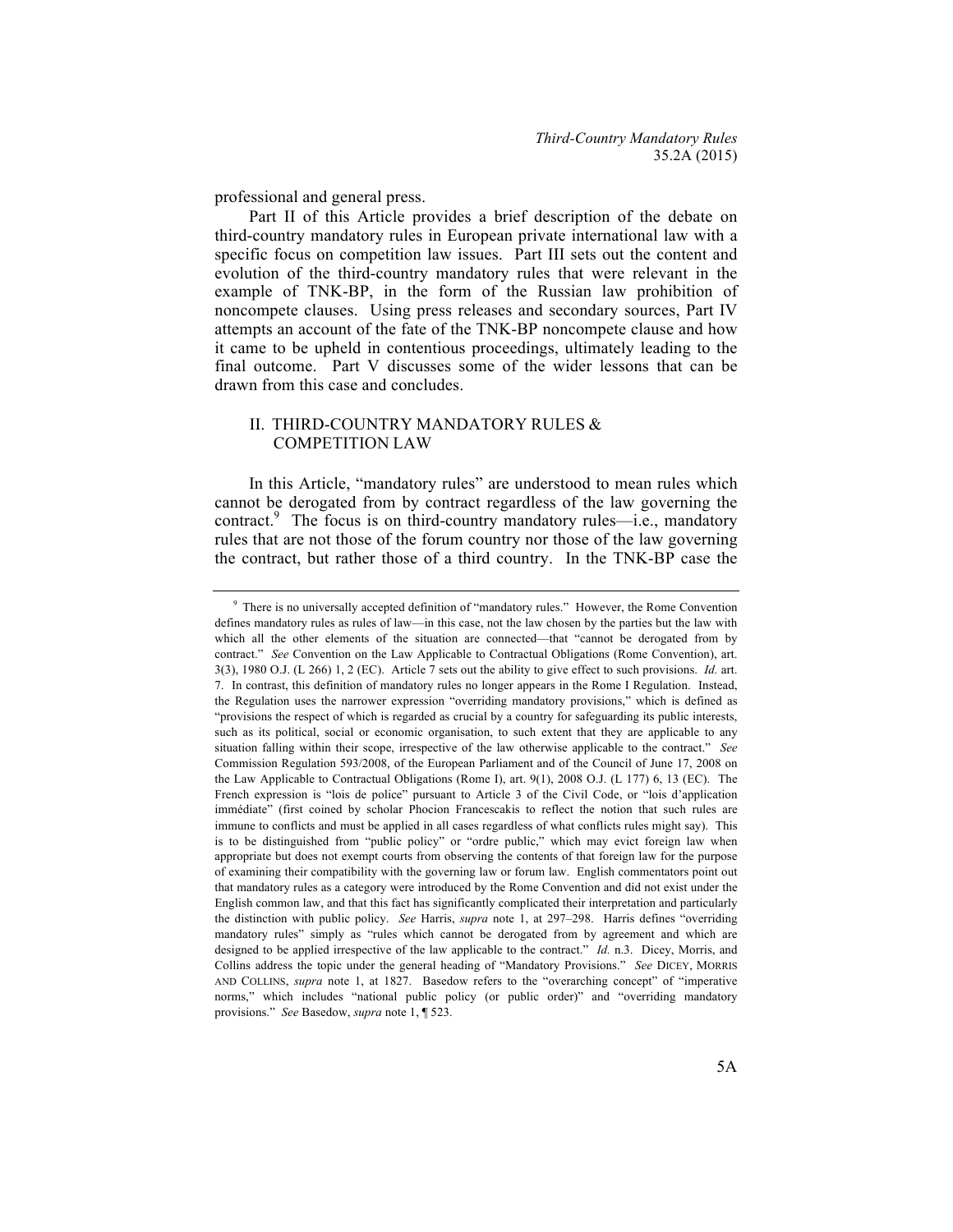professional and general press.

Part II of this Article provides a brief description of the debate on third-country mandatory rules in European private international law with a specific focus on competition law issues. Part III sets out the content and evolution of the third-country mandatory rules that were relevant in the example of TNK-BP, in the form of the Russian law prohibition of noncompete clauses. Using press releases and secondary sources, Part IV attempts an account of the fate of the TNK-BP noncompete clause and how it came to be upheld in contentious proceedings, ultimately leading to the final outcome. Part V discusses some of the wider lessons that can be drawn from this case and concludes.

## II. THIRD-COUNTRY MANDATORY RULES & COMPETITION LAW

In this Article, "mandatory rules" are understood to mean rules which cannot be derogated from by contract regardless of the law governing the contract.[9] The focus is on third-country mandatory rules—i.e., mandatory rules that are not those of the forum country nor those of the law governing the contract, but rather those of a third country. In the TNK-BP case the

---

[9] There is no universally accepted definition of "mandatory rules." However, the Rome Convention defines mandatory rules as rules of law—in this case, not the law chosen by the parties but the law with which all the other elements of the situation are connected—that "cannot be derogated from by contract." *See* Convention on the Law Applicable to Contractual Obligations (Rome Convention), art. 3(3), 1980 O.J. (L 266) 1, 2 (EC). Article 7 sets out the ability to give effect to such provisions. *Id.* art. 7. In contrast, this definition of mandatory rules no longer appears in the Rome I Regulation. Instead, the Regulation uses the narrower expression "overriding mandatory provisions," which is defined as "provisions the respect of which is regarded as crucial by a country for safeguarding its public interests, such as its political, social or economic organisation, to such extent that they are applicable to any situation falling within their scope, irrespective of the law otherwise applicable to the contract." *See* Commission Regulation 593/2008, of the European Parliament and of the Council of June 17, 2008 on the Law Applicable to Contractual Obligations (Rome I), art. 9(1), 2008 O.J. (L 177) 6, 13 (EC). The French expression is "lois de police" pursuant to Article 3 of the Civil Code, or "lois d'application immédiate" (first coined by scholar Phocion Francescakis to reflect the notion that such rules are immune to conflicts and must be applied in all cases regardless of what conflicts rules might say). This is to be distinguished from "public policy" or "ordre public," which may evict foreign law when appropriate but does not exempt courts from observing the contents of that foreign law for the purpose of examining their compatibility with the governing law or forum law. English commentators point out that mandatory rules as a category were introduced by the Rome Convention and did not exist under the English common law, and that this fact has significantly complicated their interpretation and particularly the distinction with public policy. *See* Harris, *supra* note 1, at 297–298. Harris defines "overriding mandatory rules" simply as "rules which cannot be derogated from by agreement and which are designed to be applied irrespective of the law applicable to the contract." *Id.* n.3. Dicey, Morris, and Collins address the topic under the general heading of "Mandatory Provisions." *See* DICEY, MORRIS AND COLLINS, *supra* note 1, at 1827. Basedow refers to the "overarching concept" of "imperative norms," which includes "national public policy (or public order)" and "overriding mandatory provisions." *See* Basedow, *supra* note 1, ¶ 523.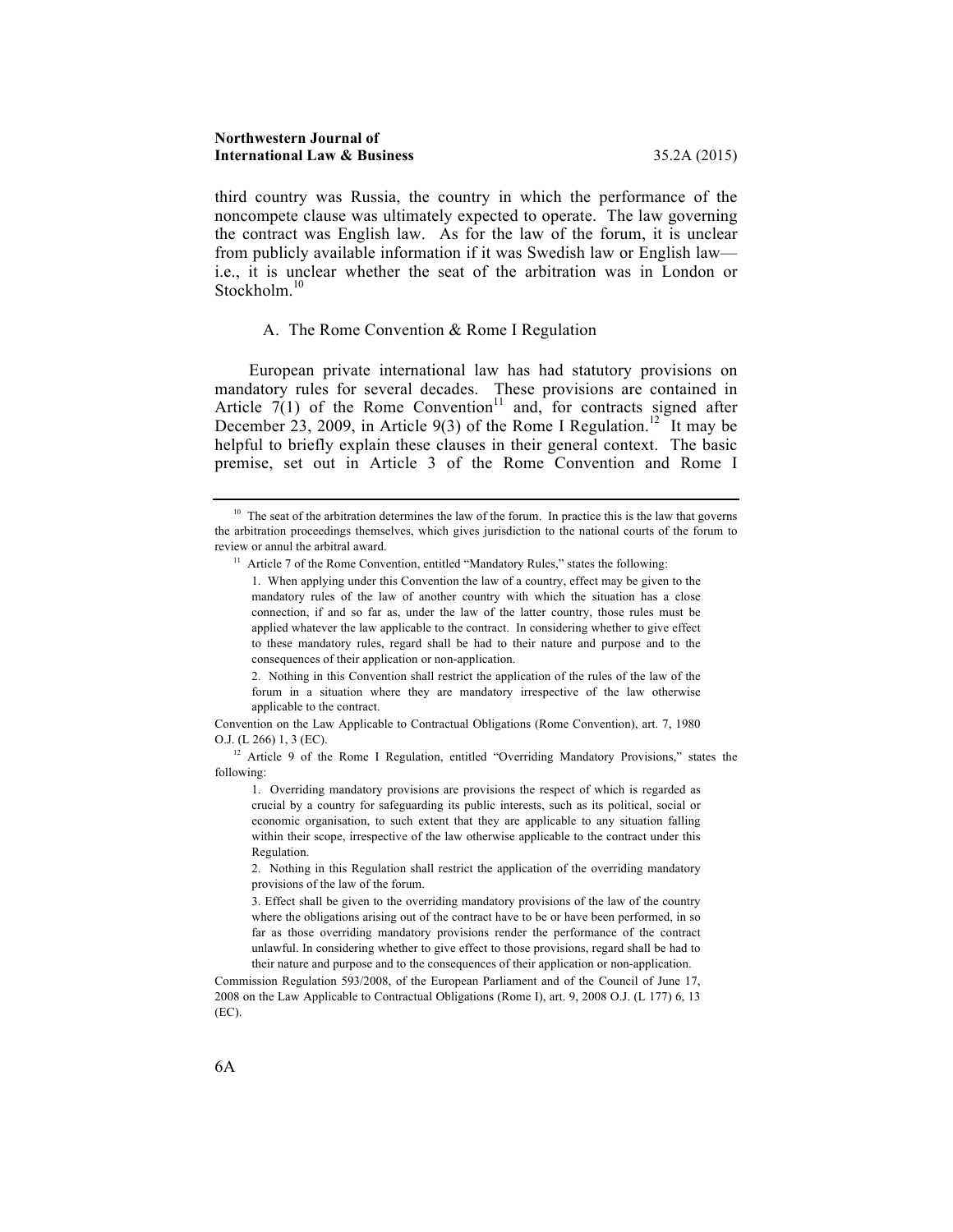third country was Russia, the country in which the performance of the noncompete clause was ultimately expected to operate. The law governing the contract was English law. As for the law of the forum, it is unclear from publicly available information if it was Swedish law or English law—i.e., it is unclear whether the seat of the arbitration was in London or Stockholm.[10]

### A. The Rome Convention & Rome I Regulation

European private international law has had statutory provisions on mandatory rules for several decades. These provisions are contained in Article 7(1) of the Rome Convention[11] and, for contracts signed after December 23, 2009, in Article 9(3) of the Rome I Regulation.[12] It may be helpful to briefly explain these clauses in their general context. The basic premise, set out in Article 3 of the Rome Convention and Rome I

---

[10] The seat of the arbitration determines the law of the forum. In practice this is the law that governs the arbitration proceedings themselves, which gives jurisdiction to the national courts of the forum to review or annul the arbitral award.

[11] Article 7 of the Rome Convention, entitled "Mandatory Rules," states the following:

> 1. When applying under this Convention the law of a country, effect may be given to the mandatory rules of the law of another country with which the situation has a close connection, if and so far as, under the law of the latter country, those rules must be applied whatever the law applicable to the contract. In considering whether to give effect to these mandatory rules, regard shall be had to their nature and purpose and to the consequences of their application or non-application.
>
> 2. Nothing in this Convention shall restrict the application of the rules of the law of the forum in a situation where they are mandatory irrespective of the law otherwise applicable to the contract.

Convention on the Law Applicable to Contractual Obligations (Rome Convention), art. 7, 1980 O.J. (L 266) 1, 3 (EC).

[12] Article 9 of the Rome I Regulation, entitled "Overriding Mandatory Provisions," states the following:

> 1. Overriding mandatory provisions are provisions the respect of which is regarded as crucial by a country for safeguarding its public interests, such as its political, social or economic organisation, to such extent that they are applicable to any situation falling within their scope, irrespective of the law otherwise applicable to the contract under this Regulation.
>
> 2. Nothing in this Regulation shall restrict the application of the overriding mandatory provisions of the law of the forum.
>
> 3. Effect shall be given to the overriding mandatory provisions of the law of the country where the obligations arising out of the contract have to be or have been performed, in so far as those overriding mandatory provisions render the performance of the contract unlawful. In considering whether to give effect to those provisions, regard shall be had to their nature and purpose and to the consequences of their application or non-application.

Commission Regulation 593/2008, of the European Parliament and of the Council of June 17, 2008 on the Law Applicable to Contractual Obligations (Rome I), art. 9, 2008 O.J. (L 177) 6, 13 (EC).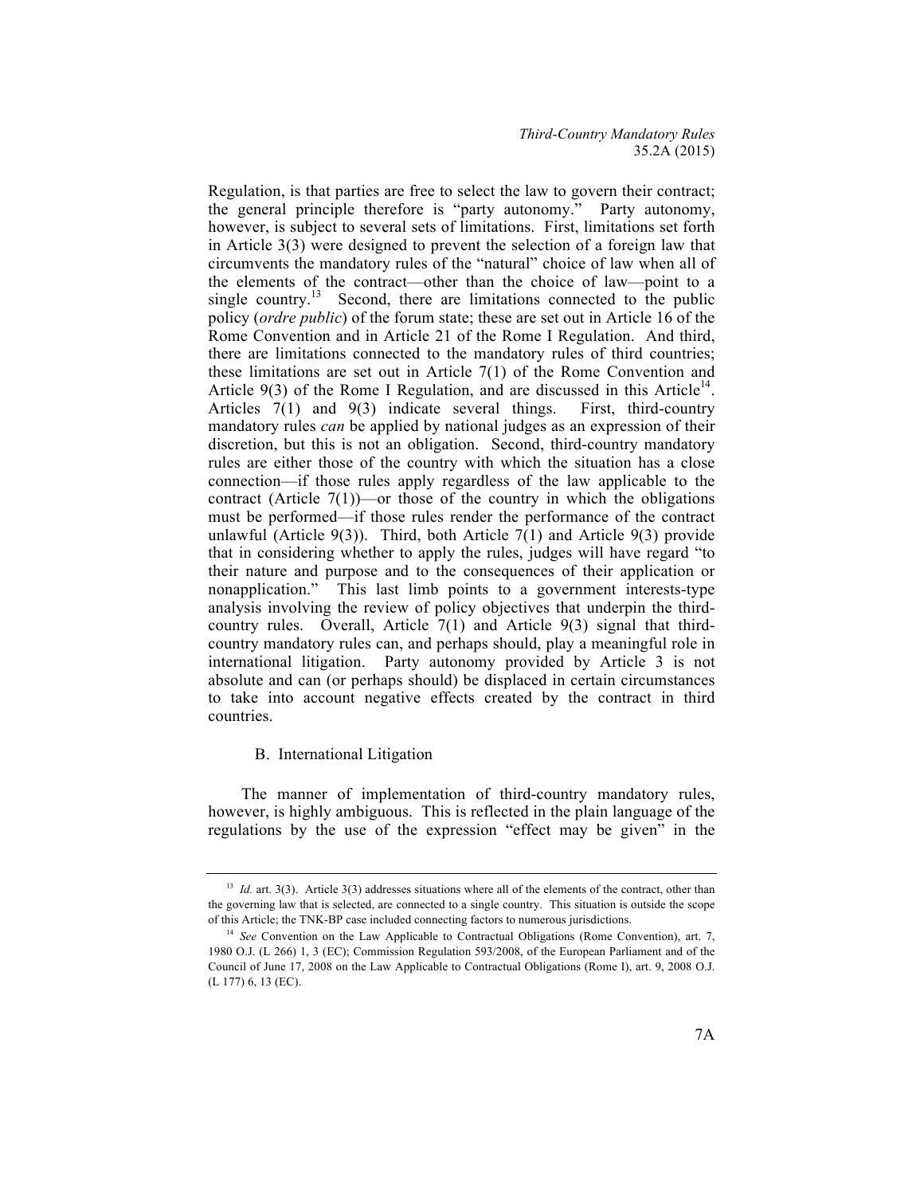Regulation, is that parties are free to select the law to govern their contract; the general principle therefore is "party autonomy." Party autonomy, however, is subject to several sets of limitations. First, limitations set forth in Article 3(3) were designed to prevent the selection of a foreign law that circumvents the mandatory rules of the "natural" choice of law when all of the elements of the contract—other than the choice of law—point to a single country.[13] Second, there are limitations connected to the public policy (*ordre public*) of the forum state; these are set out in Article 16 of the Rome Convention and in Article 21 of the Rome I Regulation. And third, there are limitations connected to the mandatory rules of third countries; these limitations are set out in Article 7(1) of the Rome Convention and Article 9(3) of the Rome I Regulation, and are discussed in this Article[14]. Articles 7(1) and 9(3) indicate several things. First, third-country mandatory rules *can* be applied by national judges as an expression of their discretion, but this is not an obligation. Second, third-country mandatory rules are either those of the country with which the situation has a close connection—if those rules apply regardless of the law applicable to the contract (Article 7(1))—or those of the country in which the obligations must be performed—if those rules render the performance of the contract unlawful (Article 9(3)). Third, both Article 7(1) and Article 9(3) provide that in considering whether to apply the rules, judges will have regard "to their nature and purpose and to the consequences of their application or nonapplication." This last limb points to a government interests-type analysis involving the review of policy objectives that underpin the third-country rules. Overall, Article 7(1) and Article 9(3) signal that third-country mandatory rules can, and perhaps should, play a meaningful role in international litigation. Party autonomy provided by Article 3 is not absolute and can (or perhaps should) be displaced in certain circumstances to take into account negative effects created by the contract in third countries.

### B. International Litigation

The manner of implementation of third-country mandatory rules, however, is highly ambiguous. This is reflected in the plain language of the regulations by the use of the expression "effect may be given" in the

---

[13] *Id.* art. 3(3). Article 3(3) addresses situations where all of the elements of the contract, other than the governing law that is selected, are connected to a single country. This situation is outside the scope of this Article; the TNK-BP case included connecting factors to numerous jurisdictions.

[14] *See* Convention on the Law Applicable to Contractual Obligations (Rome Convention), art. 7, 1980 O.J. (L 266) 1, 3 (EC); Commission Regulation 593/2008, of the European Parliament and of the Council of June 17, 2008 on the Law Applicable to Contractual Obligations (Rome I), art. 9, 2008 O.J. (L 177) 6, 13 (EC).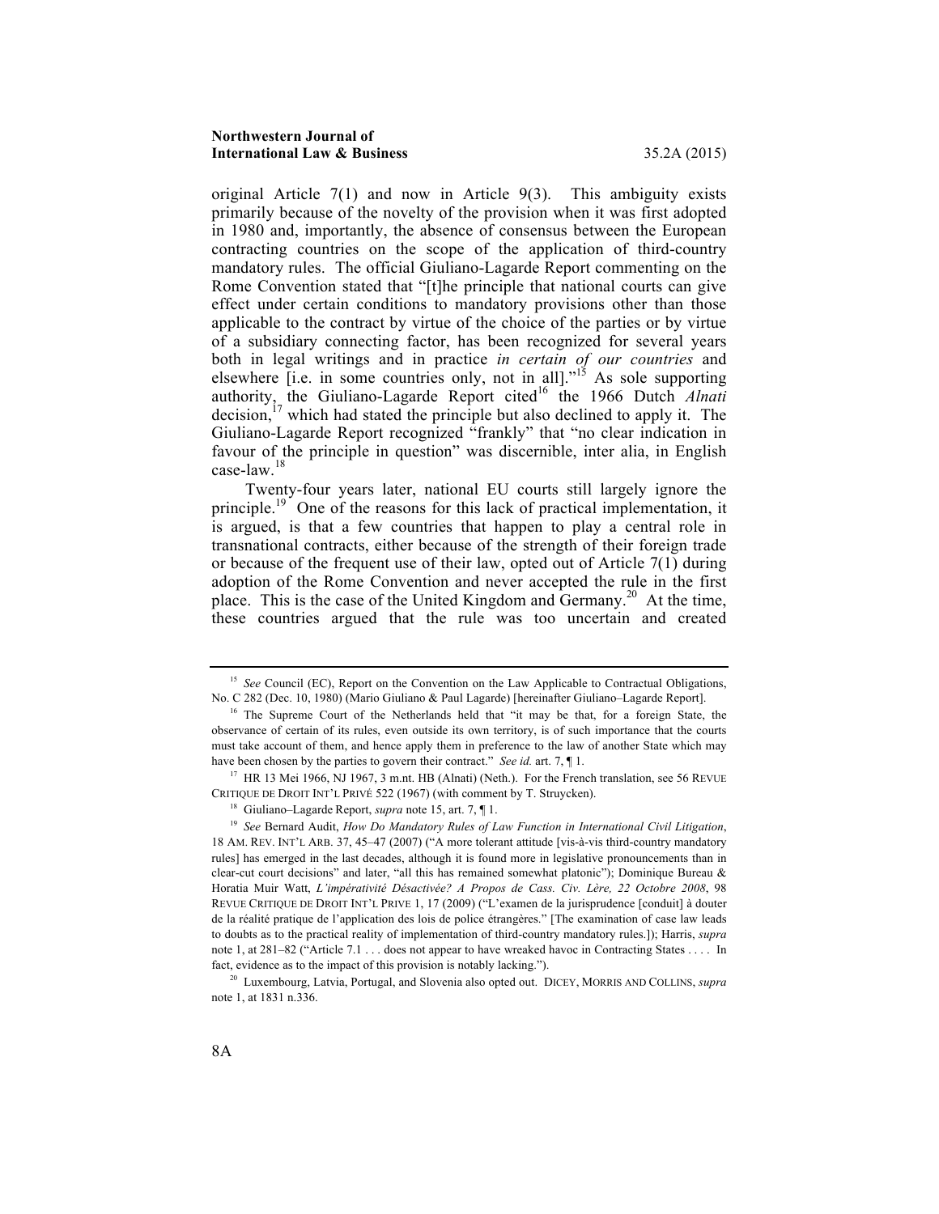original Article 7(1) and now in Article 9(3). This ambiguity exists primarily because of the novelty of the provision when it was first adopted in 1980 and, importantly, the absence of consensus between the European contracting countries on the scope of the application of third-country mandatory rules. The official Giuliano-Lagarde Report commenting on the Rome Convention stated that "[t]he principle that national courts can give effect under certain conditions to mandatory provisions other than those applicable to the contract by virtue of the choice of the parties or by virtue of a subsidiary connecting factor, has been recognized for several years both in legal writings and in practice *in certain of our countries* and elsewhere [i.e. in some countries only, not in all]."[15] As sole supporting authority, the Giuliano-Lagarde Report cited[16] the 1966 Dutch *Alnati* decision,[17] which had stated the principle but also declined to apply it. The Giuliano-Lagarde Report recognized "frankly" that "no clear indication in favour of the principle in question" was discernible, inter alia, in English case-law.[18]

Twenty-four years later, national EU courts still largely ignore the principle.[19] One of the reasons for this lack of practical implementation, it is argued, is that a few countries that happen to play a central role in transnational contracts, either because of the strength of their foreign trade or because of the frequent use of their law, opted out of Article 7(1) during adoption of the Rome Convention and never accepted the rule in the first place. This is the case of the United Kingdom and Germany.[20] At the time, these countries argued that the rule was too uncertain and created

---

[15] *See* Council (EC), Report on the Convention on the Law Applicable to Contractual Obligations, No. C 282 (Dec. 10, 1980) (Mario Giuliano & Paul Lagarde) [hereinafter Giuliano–Lagarde Report].

[16] The Supreme Court of the Netherlands held that "it may be that, for a foreign State, the observance of certain of its rules, even outside its own territory, is of such importance that the courts must take account of them, and hence apply them in preference to the law of another State which may have been chosen by the parties to govern their contract." *See id.* art. 7, ¶ 1.

[17] HR 13 Mei 1966, NJ 1967, 3 m.nt. HB (Alnati) (Neth.). For the French translation, see 56 REVUE CRITIQUE DE DROIT INT'L PRIVÉ 522 (1967) (with comment by T. Struycken).

[18] Giuliano–Lagarde Report, *supra* note 15, art. 7, ¶ 1.

[19] *See* Bernard Audit, *How Do Mandatory Rules of Law Function in International Civil Litigation*, 18 AM. REV. INT'L ARB. 37, 45–47 (2007) ("A more tolerant attitude [vis-à-vis third-country mandatory rules] has emerged in the last decades, although it is found more in legislative pronouncements than in clear-cut court decisions" and later, "all this has remained somewhat platonic"); Dominique Bureau & Horatia Muir Watt, *L'impérativité Désactivée? A Propos de Cass. Civ. Lère, 22 Octobre 2008*, 98 REVUE CRITIQUE DE DROIT INT'L PRIVE 1, 17 (2009) ("L'examen de la jurisprudence [conduit] à douter de la réalité pratique de l'application des lois de police étrangères." [The examination of case law leads to doubts as to the practical reality of implementation of third-country mandatory rules.]); Harris, *supra* note 1, at 281–82 ("Article 7.1 . . . does not appear to have wreaked havoc in Contracting States . . . . In fact, evidence as to the impact of this provision is notably lacking.").

[20] Luxembourg, Latvia, Portugal, and Slovenia also opted out. DICEY, MORRIS AND COLLINS, *supra* note 1, at 1831 n.336.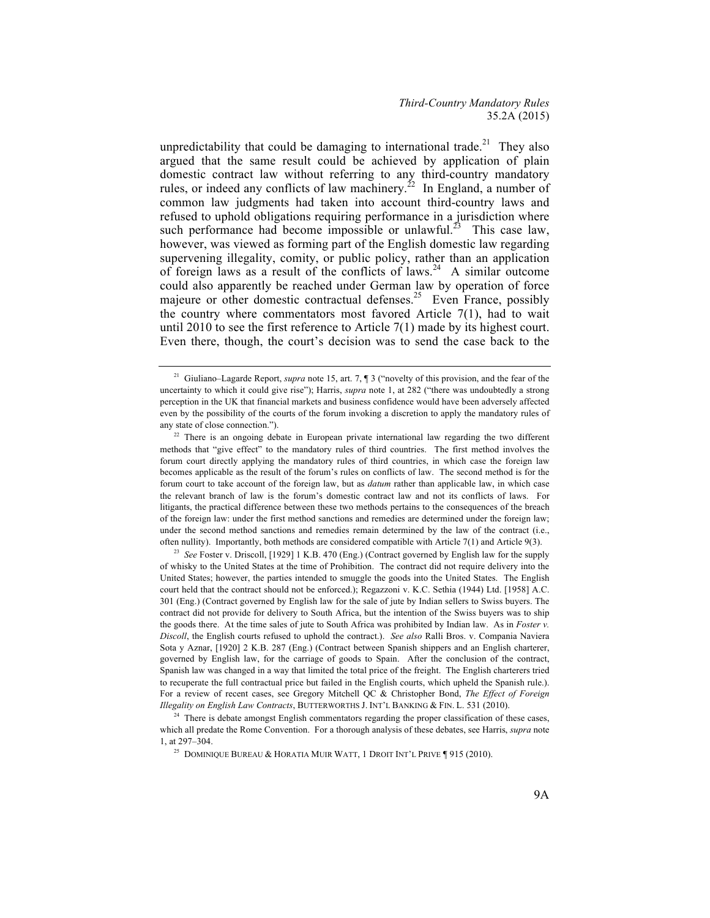unpredictability that could be damaging to international trade.[21] They also argued that the same result could be achieved by application of plain domestic contract law without referring to any third-country mandatory rules, or indeed any conflicts of law machinery.[22] In England, a number of common law judgments had taken into account third-country laws and refused to uphold obligations requiring performance in a jurisdiction where such performance had become impossible or unlawful.[23] This case law, however, was viewed as forming part of the English domestic law regarding supervening illegality, comity, or public policy, rather than an application of foreign laws as a result of the conflicts of laws.[24] A similar outcome could also apparently be reached under German law by operation of force majeure or other domestic contractual defenses.[25] Even France, possibly the country where commentators most favored Article 7(1), had to wait until 2010 to see the first reference to Article 7(1) made by its highest court. Even there, though, the court's decision was to send the case back to the

---

[21] Giuliano–Lagarde Report, *supra* note 15, art. 7, ¶ 3 ("novelty of this provision, and the fear of the uncertainty to which it could give rise"); Harris, *supra* note 1, at 282 ("there was undoubtedly a strong perception in the UK that financial markets and business confidence would have been adversely affected even by the possibility of the courts of the forum invoking a discretion to apply the mandatory rules of any state of close connection.").

[22] There is an ongoing debate in European private international law regarding the two different methods that "give effect" to the mandatory rules of third countries. The first method involves the forum court directly applying the mandatory rules of third countries, in which case the foreign law becomes applicable as the result of the forum's rules on conflicts of law. The second method is for the forum court to take account of the foreign law, but as *datum* rather than applicable law, in which case the relevant branch of law is the forum's domestic contract law and not its conflicts of laws. For litigants, the practical difference between these two methods pertains to the consequences of the breach of the foreign law: under the first method sanctions and remedies are determined under the foreign law; under the second method sanctions and remedies remain determined by the law of the contract (i.e., often nullity). Importantly, both methods are considered compatible with Article 7(1) and Article 9(3).

[23] *See* Foster v. Driscoll, [1929] 1 K.B. 470 (Eng.) (Contract governed by English law for the supply of whisky to the United States at the time of Prohibition. The contract did not require delivery into the United States; however, the parties intended to smuggle the goods into the United States. The English court held that the contract should not be enforced.); Regazzoni v. K.C. Sethia (1944) Ltd. [1958] A.C. 301 (Eng.) (Contract governed by English law for the sale of jute by Indian sellers to Swiss buyers. The contract did not provide for delivery to South Africa, but the intention of the Swiss buyers was to ship the goods there. At the time sales of jute to South Africa was prohibited by Indian law. As in *Foster v. Discoll*, the English courts refused to uphold the contract.). *See also* Ralli Bros. v. Compania Naviera Sota y Aznar, [1920] 2 K.B. 287 (Eng.) (Contract between Spanish shippers and an English charterer, governed by English law, for the carriage of goods to Spain. After the conclusion of the contract, Spanish law was changed in a way that limited the total price of the freight. The English charterers tried to recuperate the full contractual price but failed in the English courts, which upheld the Spanish rule.). For a review of recent cases, see Gregory Mitchell QC & Christopher Bond, *The Effect of Foreign Illegality on English Law Contracts*, BUTTERWORTHS J. INT'L BANKING & FIN. L. 531 (2010).

[24] There is debate amongst English commentators regarding the proper classification of these cases, which all predate the Rome Convention. For a thorough analysis of these debates, see Harris, *supra* note 1, at 297–304.

[25] DOMINIQUE BUREAU & HORATIA MUIR WATT, 1 DROIT INT'L PRIVE ¶ 915 (2010).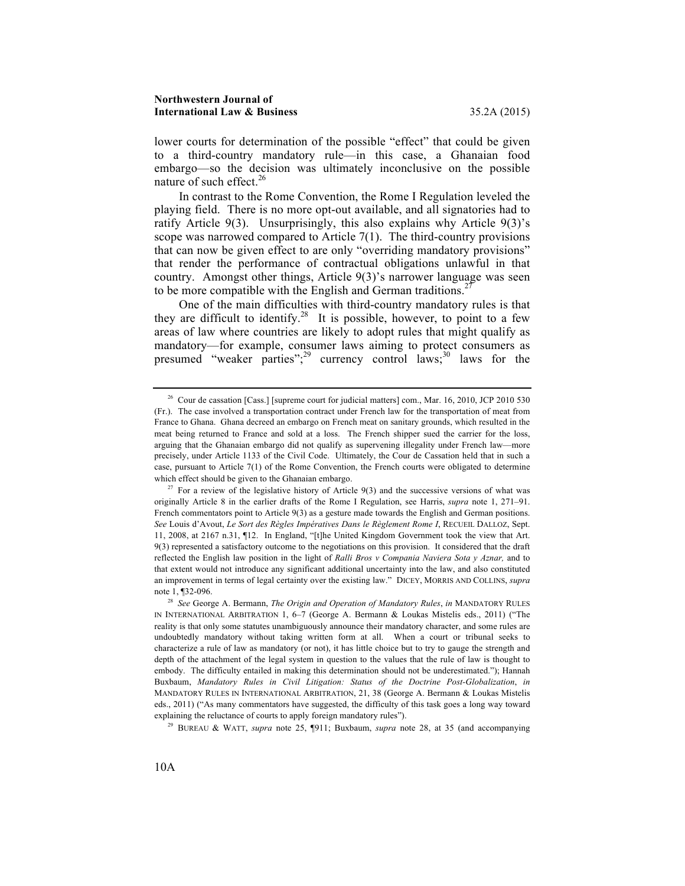lower courts for determination of the possible "effect" that could be given to a third-country mandatory rule—in this case, a Ghanaian food embargo—so the decision was ultimately inconclusive on the possible nature of such effect.[26]

In contrast to the Rome Convention, the Rome I Regulation leveled the playing field. There is no more opt-out available, and all signatories had to ratify Article 9(3). Unsurprisingly, this also explains why Article 9(3)'s scope was narrowed compared to Article 7(1). The third-country provisions that can now be given effect to are only "overriding mandatory provisions" that render the performance of contractual obligations unlawful in that country. Amongst other things, Article 9(3)'s narrower language was seen to be more compatible with the English and German traditions.[27]

One of the main difficulties with third-country mandatory rules is that they are difficult to identify.[28] It is possible, however, to point to a few areas of law where countries are likely to adopt rules that might qualify as mandatory—for example, consumer laws aiming to protect consumers as presumed "weaker parties";[29] currency control laws;[30] laws for the

---

[26] Cour de cassation [Cass.] [supreme court for judicial matters] com., Mar. 16, 2010, JCP 2010 530 (Fr.). The case involved a transportation contract under French law for the transportation of meat from France to Ghana. Ghana decreed an embargo on French meat on sanitary grounds, which resulted in the meat being returned to France and sold at a loss. The French shipper sued the carrier for the loss, arguing that the Ghanaian embargo did not qualify as supervening illegality under French law—more precisely, under Article 1133 of the Civil Code. Ultimately, the Cour de Cassation held that in such a case, pursuant to Article 7(1) of the Rome Convention, the French courts were obligated to determine which effect should be given to the Ghanaian embargo.

[27] For a review of the legislative history of Article 9(3) and the successive versions of what was originally Article 8 in the earlier drafts of the Rome I Regulation, see Harris, *supra* note 1, 271–91. French commentators point to Article 9(3) as a gesture made towards the English and German positions. *See* Louis d'Avout, *Le Sort des Règles Impératives Dans le Règlement Rome I*, RECUEIL DALLOZ, Sept. 11, 2008, at 2167 n.31, ¶12. In England, "[t]he United Kingdom Government took the view that Art. 9(3) represented a satisfactory outcome to the negotiations on this provision. It considered that the draft reflected the English law position in the light of *Ralli Bros v Compania Naviera Sota y Aznar,* and to that extent would not introduce any significant additional uncertainty into the law, and also constituted an improvement in terms of legal certainty over the existing law." DICEY, MORRIS AND COLLINS, *supra* note 1, ¶32-096.

[28] *See* George A. Bermann, *The Origin and Operation of Mandatory Rules*, *in* MANDATORY RULES IN INTERNATIONAL ARBITRATION 1, 6–7 (George A. Bermann & Loukas Mistelis eds., 2011) ("The reality is that only some statutes unambiguously announce their mandatory character, and some rules are undoubtedly mandatory without taking written form at all. When a court or tribunal seeks to characterize a rule of law as mandatory (or not), it has little choice but to try to gauge the strength and depth of the attachment of the legal system in question to the values that the rule of law is thought to embody. The difficulty entailed in making this determination should not be underestimated."); Hannah Buxbaum, *Mandatory Rules in Civil Litigation: Status of the Doctrine Post-Globalization*, *in* MANDATORY RULES IN INTERNATIONAL ARBITRATION, 21, 38 (George A. Bermann & Loukas Mistelis eds., 2011) ("As many commentators have suggested, the difficulty of this task goes a long way toward explaining the reluctance of courts to apply foreign mandatory rules").

[29] BUREAU & WATT, *supra* note 25, ¶911; Buxbaum, *supra* note 28, at 35 (and accompanying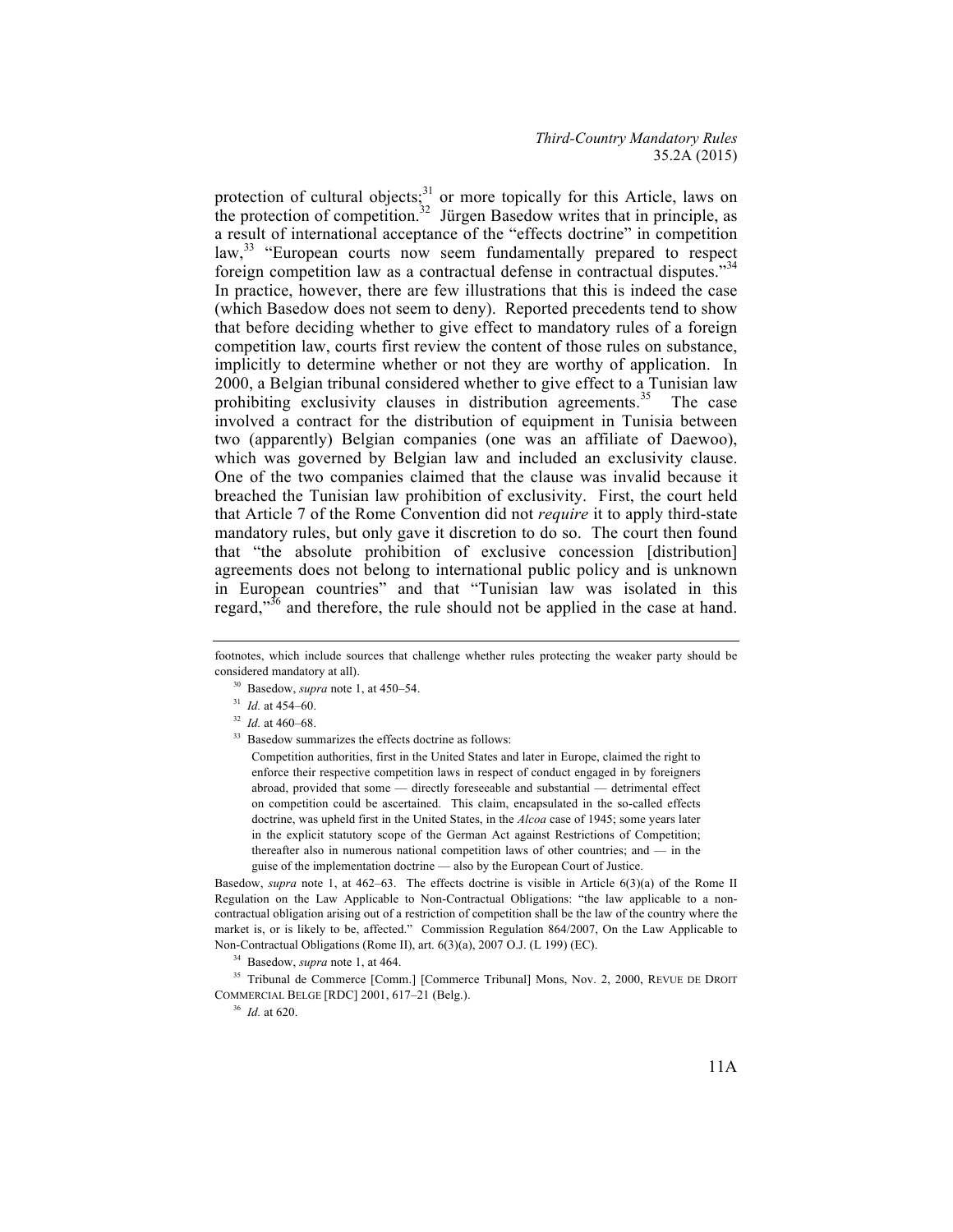protection of cultural objects;[31] or more topically for this Article, laws on the protection of competition.[32] Jürgen Basedow writes that in principle, as a result of international acceptance of the "effects doctrine" in competition law,[33] "European courts now seem fundamentally prepared to respect foreign competition law as a contractual defense in contractual disputes."[34] In practice, however, there are few illustrations that this is indeed the case (which Basedow does not seem to deny). Reported precedents tend to show that before deciding whether to give effect to mandatory rules of a foreign competition law, courts first review the content of those rules on substance, implicitly to determine whether or not they are worthy of application. In 2000, a Belgian tribunal considered whether to give effect to a Tunisian law prohibiting exclusivity clauses in distribution agreements.[35] The case involved a contract for the distribution of equipment in Tunisia between two (apparently) Belgian companies (one was an affiliate of Daewoo), which was governed by Belgian law and included an exclusivity clause. One of the two companies claimed that the clause was invalid because it breached the Tunisian law prohibition of exclusivity. First, the court held that Article 7 of the Rome Convention did not *require* it to apply third-state mandatory rules, but only gave it discretion to do so. The court then found that "the absolute prohibition of exclusive concession [distribution] agreements does not belong to international public policy and is unknown in European countries" and that "Tunisian law was isolated in this regard,"[36] and therefore, the rule should not be applied in the case at hand.

---

footnotes, which include sources that challenge whether rules protecting the weaker party should be considered mandatory at all).

[30] Basedow, *supra* note 1, at 450–54.

[31] *Id.* at 454–60.

[32] *Id.* at 460–68.

[33] Basedow summarizes the effects doctrine as follows:

> Competition authorities, first in the United States and later in Europe, claimed the right to enforce their respective competition laws in respect of conduct engaged in by foreigners abroad, provided that some — directly foreseeable and substantial — detrimental effect on competition could be ascertained. This claim, encapsulated in the so-called effects doctrine, was upheld first in the United States, in the *Alcoa* case of 1945; some years later in the explicit statutory scope of the German Act against Restrictions of Competition; thereafter also in numerous national competition laws of other countries; and — in the guise of the implementation doctrine — also by the European Court of Justice.

Basedow, *supra* note 1, at 462–63. The effects doctrine is visible in Article 6(3)(a) of the Rome II Regulation on the Law Applicable to Non-Contractual Obligations: "the law applicable to a non-contractual obligation arising out of a restriction of competition shall be the law of the country where the market is, or is likely to be, affected." Commission Regulation 864/2007, On the Law Applicable to Non-Contractual Obligations (Rome II), art. 6(3)(a), 2007 O.J. (L 199) (EC).

[34] Basedow, *supra* note 1, at 464.

[35] Tribunal de Commerce [Comm.] [Commerce Tribunal] Mons, Nov. 2, 2000, REVUE DE DROIT COMMERCIAL BELGE [RDC] 2001, 617–21 (Belg.).

[36] *Id.* at 620.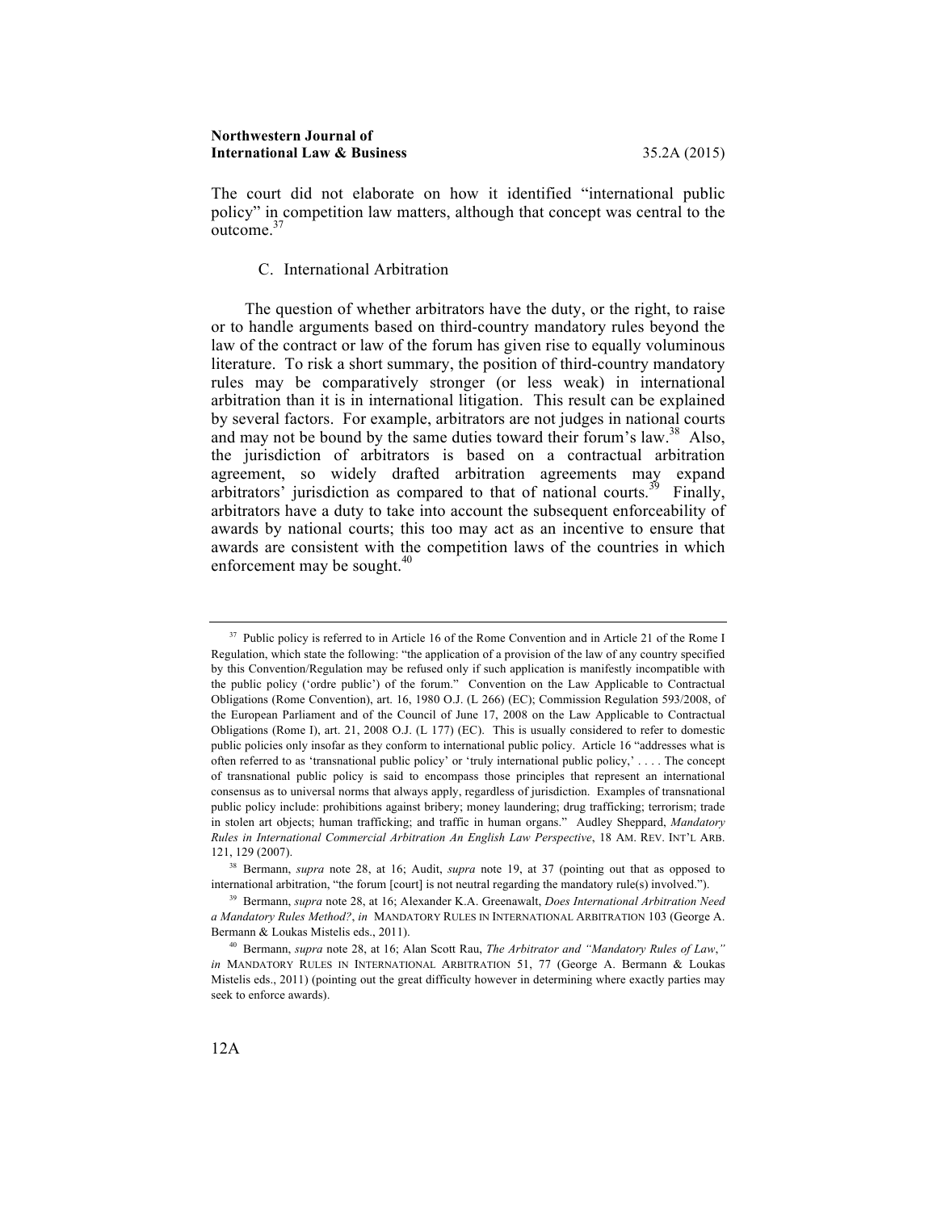The court did not elaborate on how it identified "international public policy" in competition law matters, although that concept was central to the outcome.[37]

### C. International Arbitration

The question of whether arbitrators have the duty, or the right, to raise or to handle arguments based on third-country mandatory rules beyond the law of the contract or law of the forum has given rise to equally voluminous literature. To risk a short summary, the position of third-country mandatory rules may be comparatively stronger (or less weak) in international arbitration than it is in international litigation. This result can be explained by several factors. For example, arbitrators are not judges in national courts and may not be bound by the same duties toward their forum's law.[38] Also, the jurisdiction of arbitrators is based on a contractual arbitration agreement, so widely drafted arbitration agreements may expand arbitrators' jurisdiction as compared to that of national courts.[39] Finally, arbitrators have a duty to take into account the subsequent enforceability of awards by national courts; this too may act as an incentive to ensure that awards are consistent with the competition laws of the countries in which enforcement may be sought.[40]

---

[37] Public policy is referred to in Article 16 of the Rome Convention and in Article 21 of the Rome I Regulation, which state the following: "the application of a provision of the law of any country specified by this Convention/Regulation may be refused only if such application is manifestly incompatible with the public policy ('ordre public') of the forum." Convention on the Law Applicable to Contractual Obligations (Rome Convention), art. 16, 1980 O.J. (L 266) (EC); Commission Regulation 593/2008, of the European Parliament and of the Council of June 17, 2008 on the Law Applicable to Contractual Obligations (Rome I), art. 21, 2008 O.J. (L 177) (EC). This is usually considered to refer to domestic public policies only insofar as they conform to international public policy. Article 16 "addresses what is often referred to as 'transnational public policy' or 'truly international public policy,' . . . . The concept of transnational public policy is said to encompass those principles that represent an international consensus as to universal norms that always apply, regardless of jurisdiction. Examples of transnational public policy include: prohibitions against bribery; money laundering; drug trafficking; terrorism; trade in stolen art objects; human trafficking; and traffic in human organs." Audley Sheppard, *Mandatory Rules in International Commercial Arbitration An English Law Perspective*, 18 AM. REV. INT'L ARB. 121, 129 (2007).

[38] Bermann, *supra* note 28, at 16; Audit, *supra* note 19, at 37 (pointing out that as opposed to international arbitration, "the forum [court] is not neutral regarding the mandatory rule(s) involved.").

[39] Bermann, *supra* note 28, at 16; Alexander K.A. Greenawalt, *Does International Arbitration Need a Mandatory Rules Method?*, *in* MANDATORY RULES IN INTERNATIONAL ARBITRATION 103 (George A. Bermann & Loukas Mistelis eds., 2011).

[40] Bermann, *supra* note 28, at 16; Alan Scott Rau, *The Arbitrator and "Mandatory Rules of Law*,*" in* MANDATORY RULES IN INTERNATIONAL ARBITRATION 51, 77 (George A. Bermann & Loukas Mistelis eds., 2011) (pointing out the great difficulty however in determining where exactly parties may seek to enforce awards).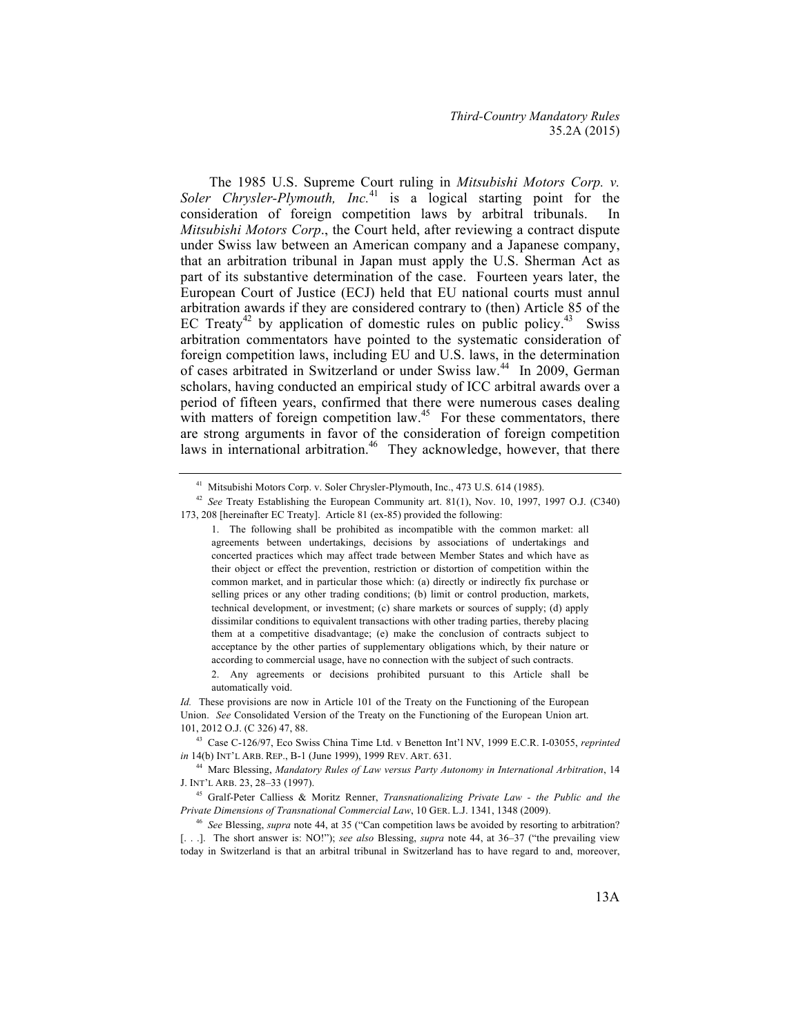The 1985 U.S. Supreme Court ruling in *Mitsubishi Motors Corp. v. Soler Chrysler-Plymouth, Inc.*[41] is a logical starting point for the consideration of foreign competition laws by arbitral tribunals. In *Mitsubishi Motors Corp*., the Court held, after reviewing a contract dispute under Swiss law between an American company and a Japanese company, that an arbitration tribunal in Japan must apply the U.S. Sherman Act as part of its substantive determination of the case. Fourteen years later, the European Court of Justice (ECJ) held that EU national courts must annul arbitration awards if they are considered contrary to (then) Article 85 of the EC Treaty[42] by application of domestic rules on public policy.[43] Swiss arbitration commentators have pointed to the systematic consideration of foreign competition laws, including EU and U.S. laws, in the determination of cases arbitrated in Switzerland or under Swiss law.[44] In 2009, German scholars, having conducted an empirical study of ICC arbitral awards over a period of fifteen years, confirmed that there were numerous cases dealing with matters of foreign competition law.[45] For these commentators, there are strong arguments in favor of the consideration of foreign competition laws in international arbitration.[46] They acknowledge, however, that there

---

[41] Mitsubishi Motors Corp. v. Soler Chrysler-Plymouth, Inc., 473 U.S. 614 (1985).

[42] *See* Treaty Establishing the European Community art. 81(1), Nov. 10, 1997, 1997 O.J. (C340) 173, 208 [hereinafter EC Treaty]. Article 81 (ex-85) provided the following:

> 1. The following shall be prohibited as incompatible with the common market: all agreements between undertakings, decisions by associations of undertakings and concerted practices which may affect trade between Member States and which have as their object or effect the prevention, restriction or distortion of competition within the common market, and in particular those which: (a) directly or indirectly fix purchase or selling prices or any other trading conditions; (b) limit or control production, markets, technical development, or investment; (c) share markets or sources of supply; (d) apply dissimilar conditions to equivalent transactions with other trading parties, thereby placing them at a competitive disadvantage; (e) make the conclusion of contracts subject to acceptance by the other parties of supplementary obligations which, by their nature or according to commercial usage, have no connection with the subject of such contracts.
>
> 2. Any agreements or decisions prohibited pursuant to this Article shall be automatically void.

*Id.* These provisions are now in Article 101 of the Treaty on the Functioning of the European Union. *See* Consolidated Version of the Treaty on the Functioning of the European Union art. 101, 2012 O.J. (C 326) 47, 88.

[43] Case C-126/97, Eco Swiss China Time Ltd. v Benetton Int'l NV, 1999 E.C.R. I-03055, *reprinted in* 14(b) INT'L ARB. REP., B-1 (June 1999), 1999 REV. ART. 631.

[44] Marc Blessing, *Mandatory Rules of Law versus Party Autonomy in International Arbitration*, 14 J. INT'L ARB. 23, 28–33 (1997).

[45] Gralf-Peter Calliess & Moritz Renner, *Transnationalizing Private Law - the Public and the Private Dimensions of Transnational Commercial Law*, 10 GER. L.J. 1341, 1348 (2009).

[46] *See* Blessing, *supra* note 44, at 35 ("Can competition laws be avoided by resorting to arbitration? [. . .]. The short answer is: NO!"); *see also* Blessing, *supra* note 44, at 36–37 ("the prevailing view today in Switzerland is that an arbitral tribunal in Switzerland has to have regard to and, moreover,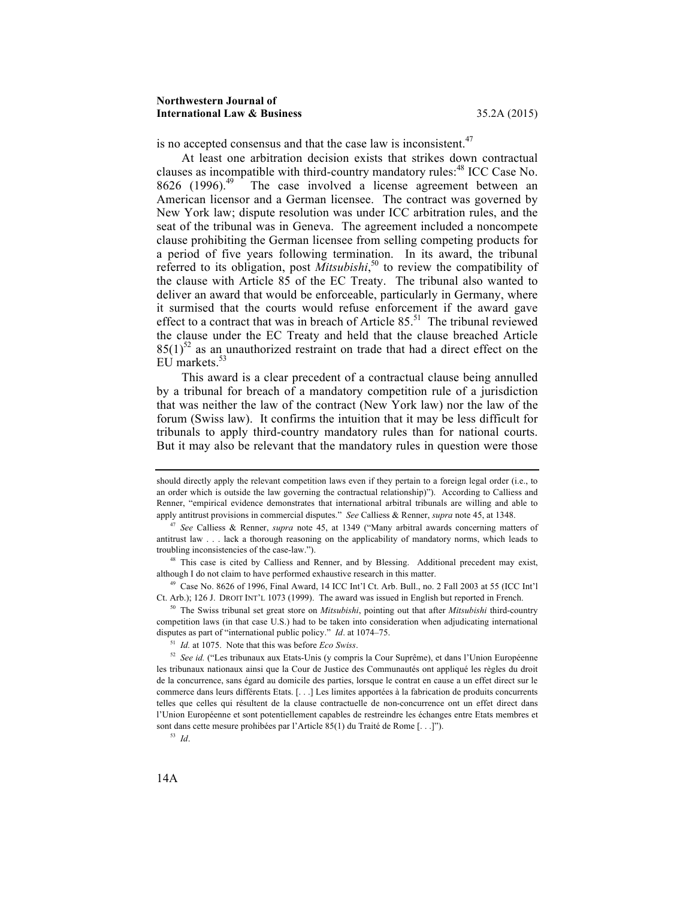is no accepted consensus and that the case law is inconsistent.[47]

At least one arbitration decision exists that strikes down contractual clauses as incompatible with third-country mandatory rules:[48] ICC Case No. 8626 (1996).[49] The case involved a license agreement between an American licensor and a German licensee. The contract was governed by New York law; dispute resolution was under ICC arbitration rules, and the seat of the tribunal was in Geneva. The agreement included a noncompete clause prohibiting the German licensee from selling competing products for a period of five years following termination. In its award, the tribunal referred to its obligation, post *Mitsubishi*,[50] to review the compatibility of the clause with Article 85 of the EC Treaty. The tribunal also wanted to deliver an award that would be enforceable, particularly in Germany, where it surmised that the courts would refuse enforcement if the award gave effect to a contract that was in breach of Article 85.[51] The tribunal reviewed the clause under the EC Treaty and held that the clause breached Article 85(1)[52] as an unauthorized restraint on trade that had a direct effect on the EU markets.[53]

This award is a clear precedent of a contractual clause being annulled by a tribunal for breach of a mandatory competition rule of a jurisdiction that was neither the law of the contract (New York law) nor the law of the forum (Swiss law). It confirms the intuition that it may be less difficult for tribunals to apply third-country mandatory rules than for national courts. But it may also be relevant that the mandatory rules in question were those

---

should directly apply the relevant competition laws even if they pertain to a foreign legal order (i.e., to an order which is outside the law governing the contractual relationship)"). According to Calliess and Renner, "empirical evidence demonstrates that international arbitral tribunals are willing and able to apply antitrust provisions in commercial disputes." *See* Calliess & Renner, *supra* note 45, at 1348.

[47] *See* Calliess & Renner, *supra* note 45, at 1349 ("Many arbitral awards concerning matters of antitrust law . . . lack a thorough reasoning on the applicability of mandatory norms, which leads to troubling inconsistencies of the case-law.").

[48] This case is cited by Calliess and Renner, and by Blessing. Additional precedent may exist, although I do not claim to have performed exhaustive research in this matter.

[49] Case No. 8626 of 1996, Final Award, 14 ICC Int'l Ct. Arb. Bull., no. 2 Fall 2003 at 55 (ICC Int'l Ct. Arb.); 126 J. DROIT INT'L 1073 (1999). The award was issued in English but reported in French.

[50] The Swiss tribunal set great store on *Mitsubishi*, pointing out that after *Mitsubishi* third-country competition laws (in that case U.S.) had to be taken into consideration when adjudicating international disputes as part of "international public policy." *Id*. at 1074–75.

[51] *Id.* at 1075. Note that this was before *Eco Swiss*.

[52] *See id.* ("Les tribunaux aux Etats-Unis (y compris la Cour Suprême), et dans l'Union Européenne les tribunaux nationaux ainsi que la Cour de Justice des Communautés ont appliqué les règles du droit de la concurrence, sans égard au domicile des parties, lorsque le contrat en cause a un effet direct sur le commerce dans leurs différents Etats. [. . .] Les limites apportées à la fabrication de produits concurrents telles que celles qui résultent de la clause contractuelle de non-concurrence ont un effet direct dans l'Union Européenne et sont potentiellement capables de restreindre les échanges entre Etats membres et sont dans cette mesure prohibées par l'Article 85(1) du Traité de Rome [. . .]").

[53] *Id*.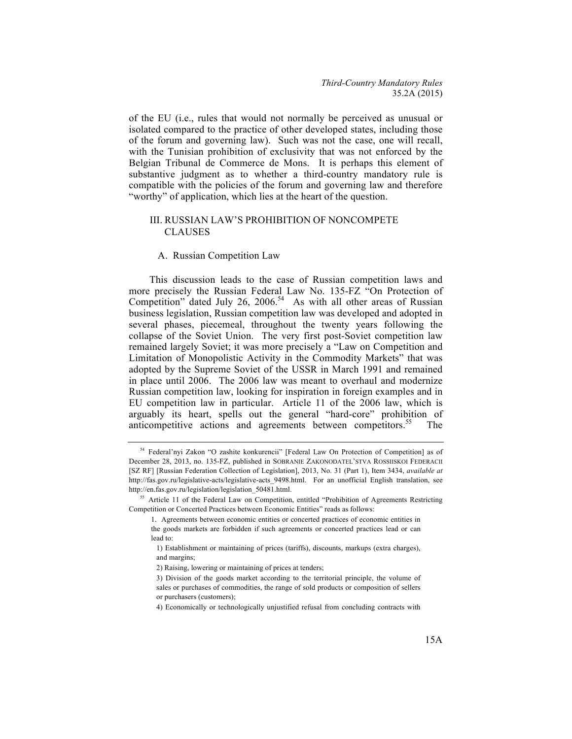of the EU (i.e., rules that would not normally be perceived as unusual or isolated compared to the practice of other developed states, including those of the forum and governing law). Such was not the case, one will recall, with the Tunisian prohibition of exclusivity that was not enforced by the Belgian Tribunal de Commerce de Mons. It is perhaps this element of substantive judgment as to whether a third-country mandatory rule is compatible with the policies of the forum and governing law and therefore "worthy" of application, which lies at the heart of the question.

## III. RUSSIAN LAW'S PROHIBITION OF NONCOMPETE CLAUSES

### A. Russian Competition Law

This discussion leads to the case of Russian competition laws and more precisely the Russian Federal Law No. 135-FZ "On Protection of Competition" dated July 26, 2006.[54] As with all other areas of Russian business legislation, Russian competition law was developed and adopted in several phases, piecemeal, throughout the twenty years following the collapse of the Soviet Union. The very first post-Soviet competition law remained largely Soviet; it was more precisely a "Law on Competition and Limitation of Monopolistic Activity in the Commodity Markets" that was adopted by the Supreme Soviet of the USSR in March 1991 and remained in place until 2006. The 2006 law was meant to overhaul and modernize Russian competition law, looking for inspiration in foreign examples and in EU competition law in particular. Article 11 of the 2006 law, which is arguably its heart, spells out the general "hard-core" prohibition of anticompetitive actions and agreements between competitors.[55] The

---

[54] Federal'nyi Zakon "O zashite konkurencii" [Federal Law On Protection of Competition] as of December 28, 2013, no. 135-FZ, published in SOBRANIE ZAKONODATEL'STVA ROSSIISKOI FEDERACII [SZ RF] [Russian Federation Collection of Legislation], 2013, No. 31 (Part 1), Item 3434, *available at* http://fas.gov.ru/legislative-acts/legislative-acts_9498.html. For an unofficial English translation, see http://en.fas.gov.ru/legislation/legislation_50481.html.

[55] Article 11 of the Federal Law on Competition, entitled "Prohibition of Agreements Restricting Competition or Concerted Practices between Economic Entities" reads as follows:

> 1. Agreements between economic entities or concerted practices of economic entities in the goods markets are forbidden if such agreements or concerted practices lead or can lead to:
>
> 1) Establishment or maintaining of prices (tariffs), discounts, markups (extra charges), and margins;
>
> 2) Raising, lowering or maintaining of prices at tenders;
>
> 3) Division of the goods market according to the territorial principle, the volume of sales or purchases of commodities, the range of sold products or composition of sellers or purchasers (customers);
>
> 4) Economically or technologically unjustified refusal from concluding contracts with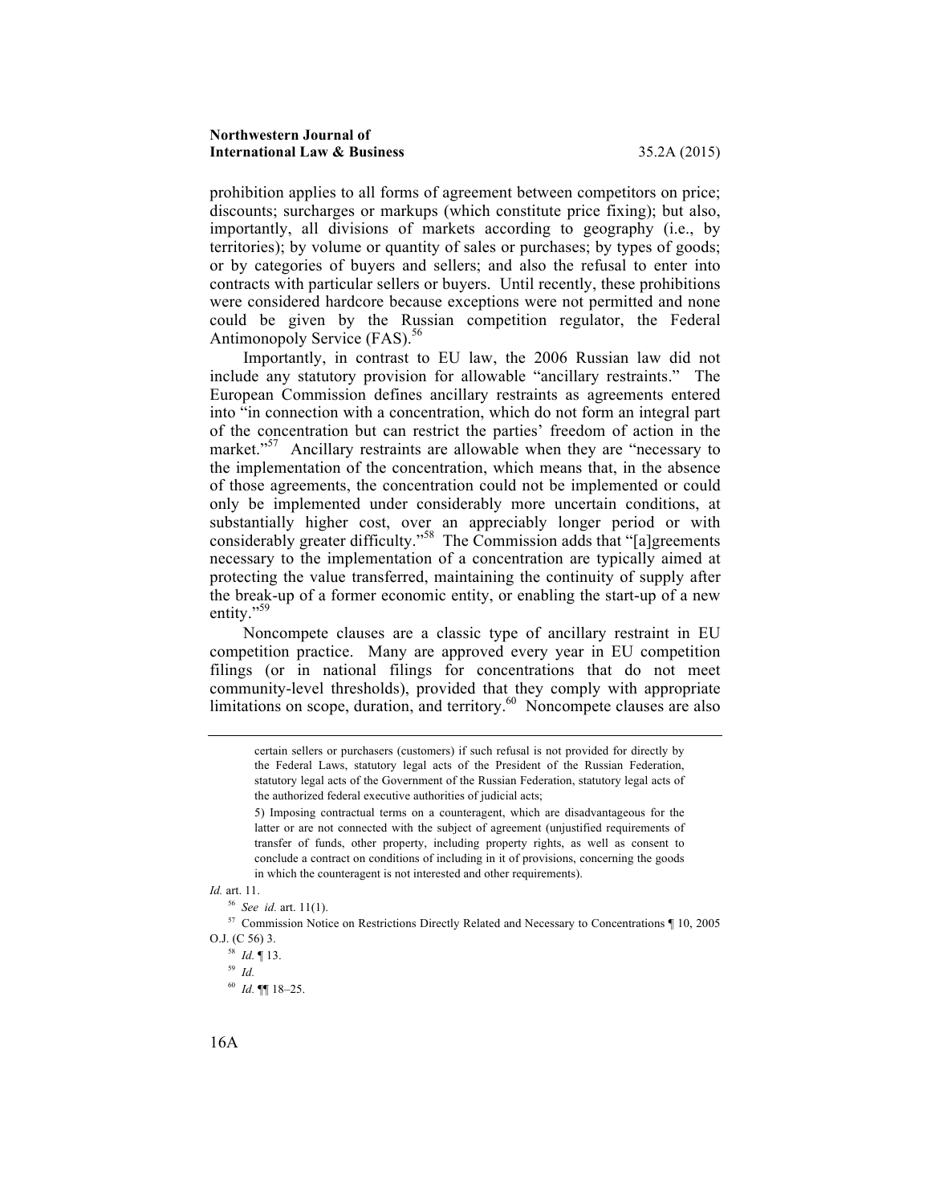prohibition applies to all forms of agreement between competitors on price; discounts; surcharges or markups (which constitute price fixing); but also, importantly, all divisions of markets according to geography (i.e., by territories); by volume or quantity of sales or purchases; by types of goods; or by categories of buyers and sellers; and also the refusal to enter into contracts with particular sellers or buyers. Until recently, these prohibitions were considered hardcore because exceptions were not permitted and none could be given by the Russian competition regulator, the Federal Antimonopoly Service (FAS).[56]

Importantly, in contrast to EU law, the 2006 Russian law did not include any statutory provision for allowable "ancillary restraints." The European Commission defines ancillary restraints as agreements entered into "in connection with a concentration, which do not form an integral part of the concentration but can restrict the parties' freedom of action in the market."[57] Ancillary restraints are allowable when they are "necessary to the implementation of the concentration, which means that, in the absence of those agreements, the concentration could not be implemented or could only be implemented under considerably more uncertain conditions, at substantially higher cost, over an appreciably longer period or with considerably greater difficulty."[58] The Commission adds that "[a]greements necessary to the implementation of a concentration are typically aimed at protecting the value transferred, maintaining the continuity of supply after the break-up of a former economic entity, or enabling the start-up of a new entity."[59]

Noncompete clauses are a classic type of ancillary restraint in EU competition practice. Many are approved every year in EU competition filings (or in national filings for concentrations that do not meet community-level thresholds), provided that they comply with appropriate limitations on scope, duration, and territory.[60] Noncompete clauses are also

---

> certain sellers or purchasers (customers) if such refusal is not provided for directly by the Federal Laws, statutory legal acts of the President of the Russian Federation, statutory legal acts of the Government of the Russian Federation, statutory legal acts of the authorized federal executive authorities of judicial acts;
>
> 5) Imposing contractual terms on a counteragent, which are disadvantageous for the latter or are not connected with the subject of agreement (unjustified requirements of transfer of funds, other property, including property rights, as well as consent to conclude a contract on conditions of including in it of provisions, concerning the goods in which the counteragent is not interested and other requirements).

*Id.* art. 11.

[56] *See id.* art. 11(1).

[57] Commission Notice on Restrictions Directly Related and Necessary to Concentrations ¶ 10, 2005 O.J. (C 56) 3.

[58] *Id.* ¶ 13.

[59] *Id.*

[60] *Id.* ¶¶ 18–25.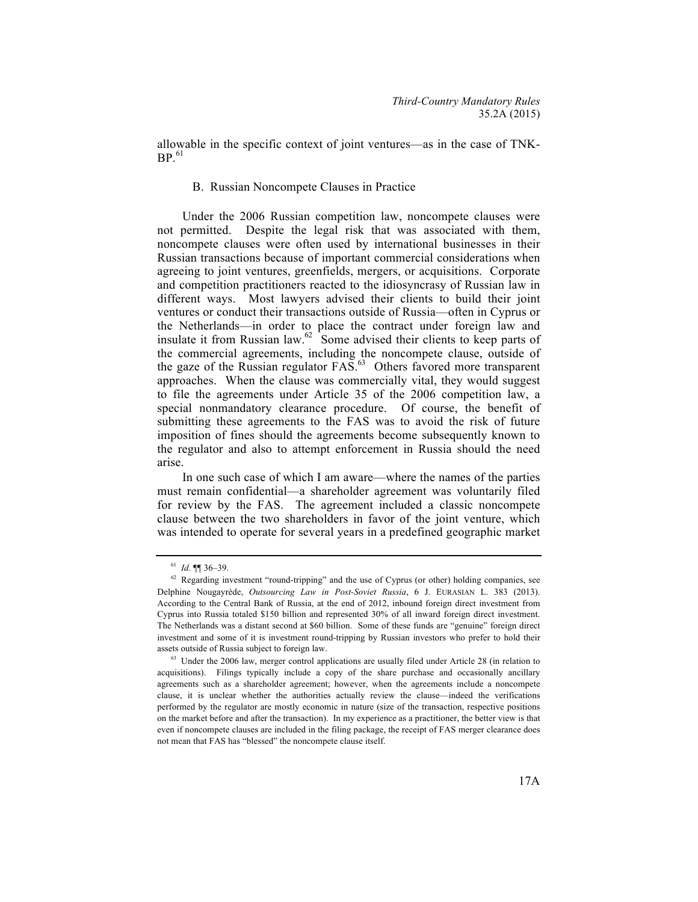allowable in the specific context of joint ventures—as in the case of TNK-BP.[61]

### B. Russian Noncompete Clauses in Practice

Under the 2006 Russian competition law, noncompete clauses were not permitted. Despite the legal risk that was associated with them, noncompete clauses were often used by international businesses in their Russian transactions because of important commercial considerations when agreeing to joint ventures, greenfields, mergers, or acquisitions. Corporate and competition practitioners reacted to the idiosyncrasy of Russian law in different ways. Most lawyers advised their clients to build their joint ventures or conduct their transactions outside of Russia—often in Cyprus or the Netherlands—in order to place the contract under foreign law and insulate it from Russian law.[62] Some advised their clients to keep parts of the commercial agreements, including the noncompete clause, outside of the gaze of the Russian regulator FAS.[63] Others favored more transparent approaches. When the clause was commercially vital, they would suggest to file the agreements under Article 35 of the 2006 competition law, a special nonmandatory clearance procedure. Of course, the benefit of submitting these agreements to the FAS was to avoid the risk of future imposition of fines should the agreements become subsequently known to the regulator and also to attempt enforcement in Russia should the need arise.

In one such case of which I am aware—where the names of the parties must remain confidential—a shareholder agreement was voluntarily filed for review by the FAS. The agreement included a classic noncompete clause between the two shareholders in favor of the joint venture, which was intended to operate for several years in a predefined geographic market

---

[61] *Id.* ¶¶ 36–39.

[62] Regarding investment "round-tripping" and the use of Cyprus (or other) holding companies, see Delphine Nougayrède, *Outsourcing Law in Post-Soviet Russia*, 6 J. EURASIAN L. 383 (2013). According to the Central Bank of Russia, at the end of 2012, inbound foreign direct investment from Cyprus into Russia totaled $150 billion and represented 30% of all inward foreign direct investment. The Netherlands was a distant second at $60 billion. Some of these funds are "genuine" foreign direct investment and some of it is investment round-tripping by Russian investors who prefer to hold their assets outside of Russia subject to foreign law.

[63] Under the 2006 law, merger control applications are usually filed under Article 28 (in relation to acquisitions). Filings typically include a copy of the share purchase and occasionally ancillary agreements such as a shareholder agreement; however, when the agreements include a noncompete clause, it is unclear whether the authorities actually review the clause—indeed the verifications performed by the regulator are mostly economic in nature (size of the transaction, respective positions on the market before and after the transaction). In my experience as a practitioner, the better view is that even if noncompete clauses are included in the filing package, the receipt of FAS merger clearance does not mean that FAS has "blessed" the noncompete clause itself.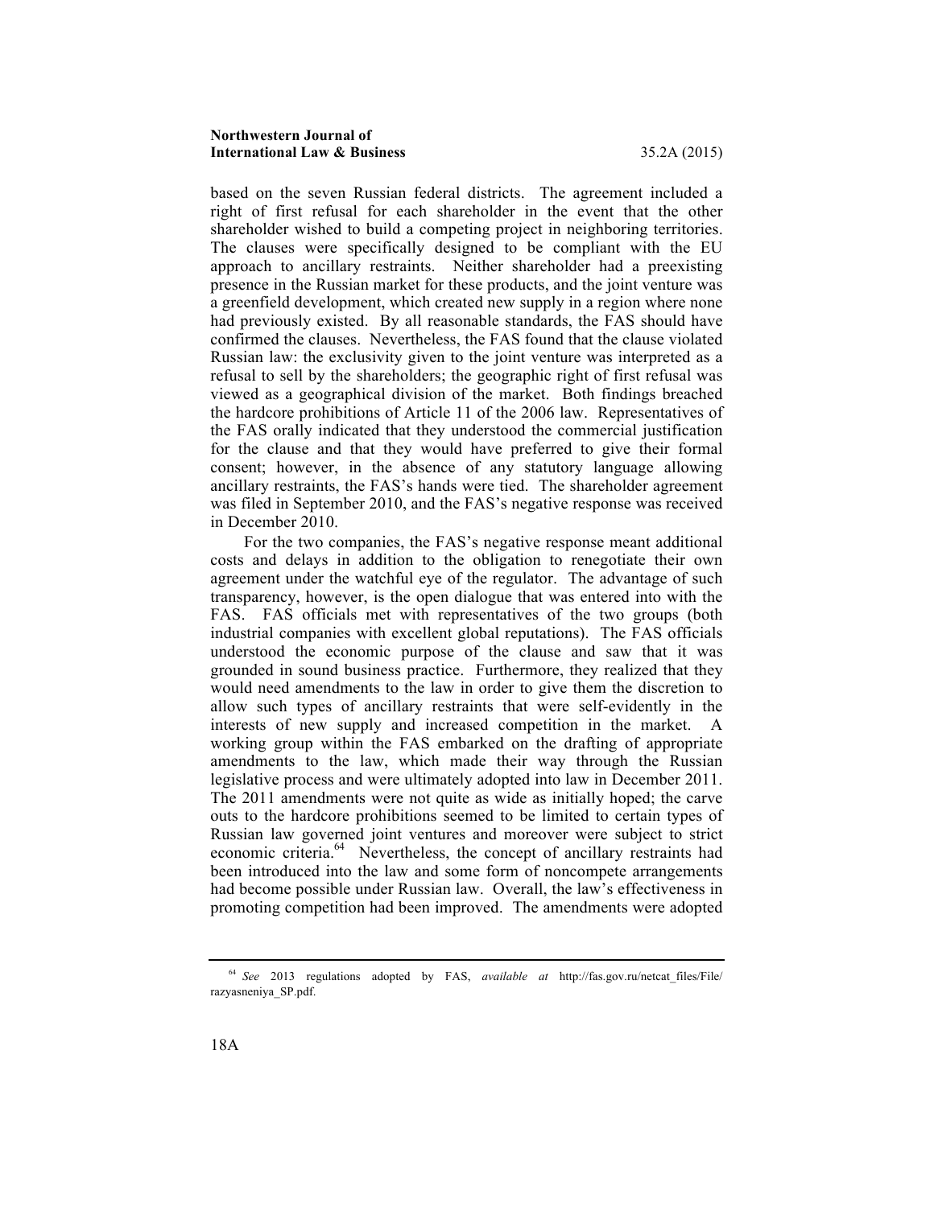based on the seven Russian federal districts. The agreement included a right of first refusal for each shareholder in the event that the other shareholder wished to build a competing project in neighboring territories. The clauses were specifically designed to be compliant with the EU approach to ancillary restraints. Neither shareholder had a preexisting presence in the Russian market for these products, and the joint venture was a greenfield development, which created new supply in a region where none had previously existed. By all reasonable standards, the FAS should have confirmed the clauses. Nevertheless, the FAS found that the clause violated Russian law: the exclusivity given to the joint venture was interpreted as a refusal to sell by the shareholders; the geographic right of first refusal was viewed as a geographical division of the market. Both findings breached the hardcore prohibitions of Article 11 of the 2006 law. Representatives of the FAS orally indicated that they understood the commercial justification for the clause and that they would have preferred to give their formal consent; however, in the absence of any statutory language allowing ancillary restraints, the FAS's hands were tied. The shareholder agreement was filed in September 2010, and the FAS's negative response was received in December 2010.

For the two companies, the FAS's negative response meant additional costs and delays in addition to the obligation to renegotiate their own agreement under the watchful eye of the regulator. The advantage of such transparency, however, is the open dialogue that was entered into with the FAS. FAS officials met with representatives of the two groups (both industrial companies with excellent global reputations). The FAS officials understood the economic purpose of the clause and saw that it was grounded in sound business practice. Furthermore, they realized that they would need amendments to the law in order to give them the discretion to allow such types of ancillary restraints that were self-evidently in the interests of new supply and increased competition in the market. A working group within the FAS embarked on the drafting of appropriate amendments to the law, which made their way through the Russian legislative process and were ultimately adopted into law in December 2011. The 2011 amendments were not quite as wide as initially hoped; the carve outs to the hardcore prohibitions seemed to be limited to certain types of Russian law governed joint ventures and moreover were subject to strict economic criteria.[64] Nevertheless, the concept of ancillary restraints had been introduced into the law and some form of noncompete arrangements had become possible under Russian law. Overall, the law's effectiveness in promoting competition had been improved. The amendments were adopted

---

[64] *See* 2013 regulations adopted by FAS, *available at* http://fas.gov.ru/netcat_files/File/razyasneniya_SP.pdf.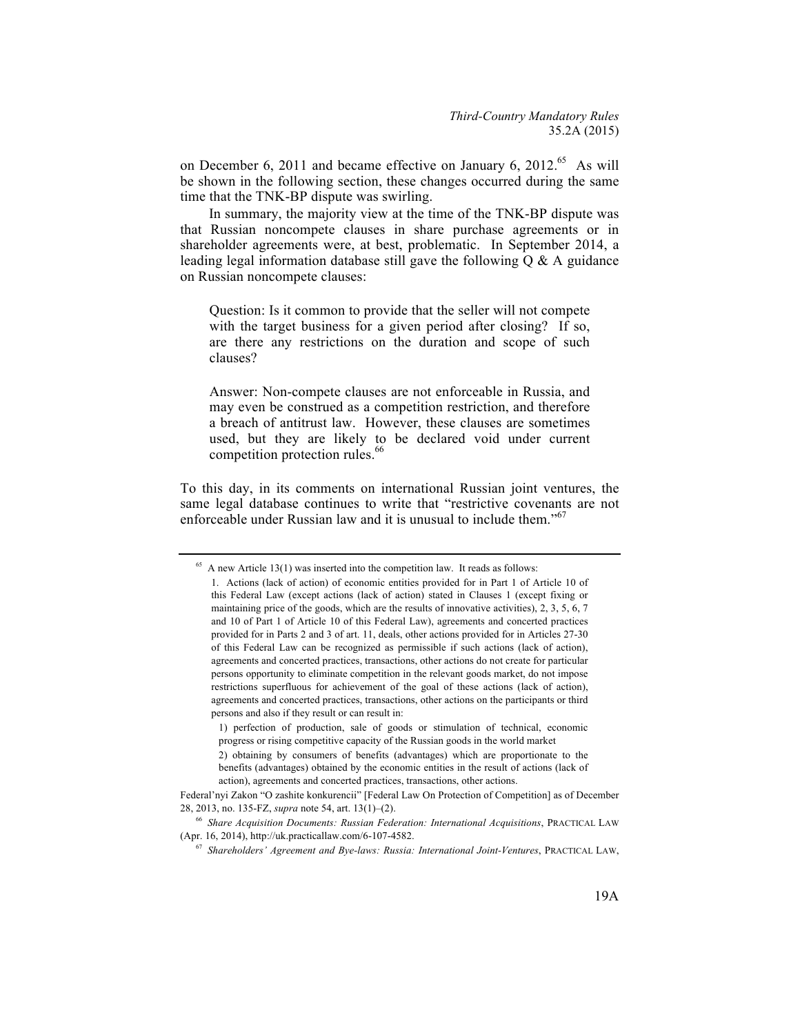on December 6, 2011 and became effective on January 6, 2012.[65] As will be shown in the following section, these changes occurred during the same time that the TNK-BP dispute was swirling.

In summary, the majority view at the time of the TNK-BP dispute was that Russian noncompete clauses in share purchase agreements or in shareholder agreements were, at best, problematic. In September 2014, a leading legal information database still gave the following Q & A guidance on Russian noncompete clauses:

> Question: Is it common to provide that the seller will not compete with the target business for a given period after closing? If so, are there any restrictions on the duration and scope of such clauses?
>
> Answer: Non-compete clauses are not enforceable in Russia, and may even be construed as a competition restriction, and therefore a breach of antitrust law. However, these clauses are sometimes used, but they are likely to be declared void under current competition protection rules.[66]

To this day, in its comments on international Russian joint ventures, the same legal database continues to write that "restrictive covenants are not enforceable under Russian law and it is unusual to include them."[67]

---

[65] A new Article 13(1) was inserted into the competition law. It reads as follows:

> 1. Actions (lack of action) of economic entities provided for in Part 1 of Article 10 of this Federal Law (except actions (lack of action) stated in Clauses 1 (except fixing or maintaining price of the goods, which are the results of innovative activities), 2, 3, 5, 6, 7 and 10 of Part 1 of Article 10 of this Federal Law), agreements and concerted practices provided for in Parts 2 and 3 of art. 11, deals, other actions provided for in Articles 27-30 of this Federal Law can be recognized as permissible if such actions (lack of action), agreements and concerted practices, transactions, other actions do not create for particular persons opportunity to eliminate competition in the relevant goods market, do not impose restrictions superfluous for achievement of the goal of these actions (lack of action), agreements and concerted practices, transactions, other actions on the participants or third persons and also if they result or can result in:
>
> 1) perfection of production, sale of goods or stimulation of technical, economic progress or rising competitive capacity of the Russian goods in the world market
>
> 2) obtaining by consumers of benefits (advantages) which are proportionate to the benefits (advantages) obtained by the economic entities in the result of actions (lack of action), agreements and concerted practices, transactions, other actions.

Federal'nyi Zakon "O zashite konkurencii" [Federal Law On Protection of Competition] as of December 28, 2013, no. 135-FZ, *supra* note 54, art. 13(1)–(2).

[66] *Share Acquisition Documents: Russian Federation: International Acquisitions*, PRACTICAL LAW (Apr. 16, 2014), http://uk.practicallaw.com/6-107-4582.

[67] *Shareholders' Agreement and Bye-laws: Russia: International Joint-Ventures*, PRACTICAL LAW,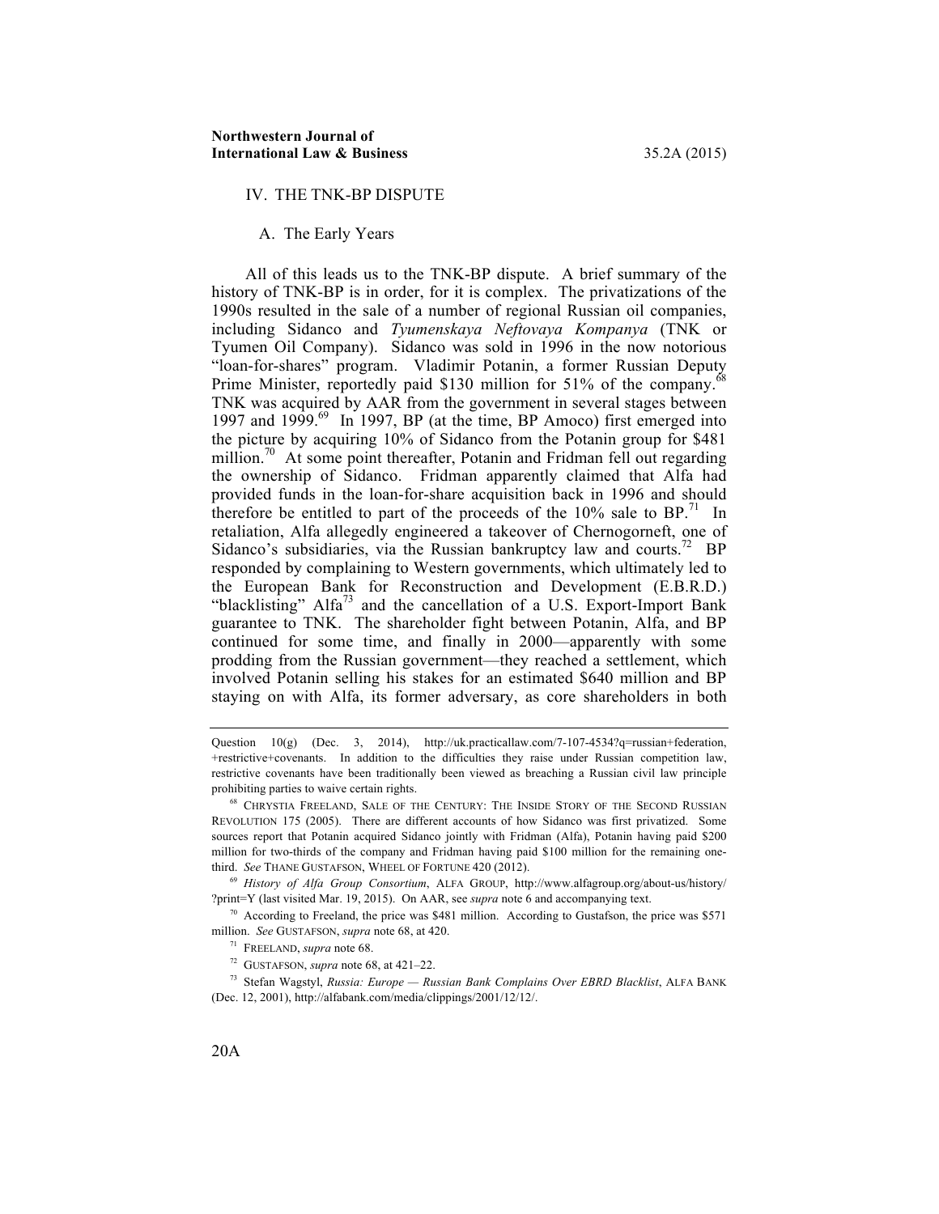## IV. THE TNK-BP DISPUTE

### A. The Early Years

All of this leads us to the TNK-BP dispute. A brief summary of the history of TNK-BP is in order, for it is complex. The privatizations of the 1990s resulted in the sale of a number of regional Russian oil companies, including Sidanco and *Tyumenskaya Neftovaya Kompanya* (TNK or Tyumen Oil Company). Sidanco was sold in 1996 in the now notorious "loan-for-shares" program. Vladimir Potanin, a former Russian Deputy Prime Minister, reportedly paid $130 million for 51% of the company.[68] TNK was acquired by AAR from the government in several stages between 1997 and 1999.[69] In 1997, BP (at the time, BP Amoco) first emerged into the picture by acquiring 10% of Sidanco from the Potanin group for $481 million.[70] At some point thereafter, Potanin and Fridman fell out regarding the ownership of Sidanco. Fridman apparently claimed that Alfa had provided funds in the loan-for-share acquisition back in 1996 and should therefore be entitled to part of the proceeds of the 10% sale to BP.[71] In retaliation, Alfa allegedly engineered a takeover of Chernogorneft, one of Sidanco's subsidiaries, via the Russian bankruptcy law and courts.[72] BP responded by complaining to Western governments, which ultimately led to the European Bank for Reconstruction and Development (E.B.R.D.) "blacklisting" Alfa[73] and the cancellation of a U.S. Export-Import Bank guarantee to TNK. The shareholder fight between Potanin, Alfa, and BP continued for some time, and finally in 2000—apparently with some prodding from the Russian government—they reached a settlement, which involved Potanin selling his stakes for an estimated $640 million and BP staying on with Alfa, its former adversary, as core shareholders in both

---

Question 10(g) (Dec. 3, 2014), http://uk.practicallaw.com/7-107-4534?q=russian+federation,+restrictive+covenants. In addition to the difficulties they raise under Russian competition law, restrictive covenants have been traditionally been viewed as breaching a Russian civil law principle prohibiting parties to waive certain rights.

[68] CHRYSTIA FREELAND, SALE OF THE CENTURY: THE INSIDE STORY OF THE SECOND RUSSIAN REVOLUTION 175 (2005). There are different accounts of how Sidanco was first privatized. Some sources report that Potanin acquired Sidanco jointly with Fridman (Alfa), Potanin having paid $200 million for two-thirds of the company and Fridman having paid $100 million for the remaining one-third. *See* THANE GUSTAFSON, WHEEL OF FORTUNE 420 (2012).

[69] *History of Alfa Group Consortium*, ALFA GROUP, http://www.alfagroup.org/about-us/history/?print=Y (last visited Mar. 19, 2015). On AAR, see *supra* note 6 and accompanying text.

[70] According to Freeland, the price was $481 million. According to Gustafson, the price was $571 million. *See* GUSTAFSON, *supra* note 68, at 420.

[71] FREELAND, *supra* note 68.

[72] GUSTAFSON, *supra* note 68, at 421–22.

[73] Stefan Wagstyl, *Russia: Europe — Russian Bank Complains Over EBRD Blacklist*, ALFA BANK (Dec. 12, 2001), http://alfabank.com/media/clippings/2001/12/12/.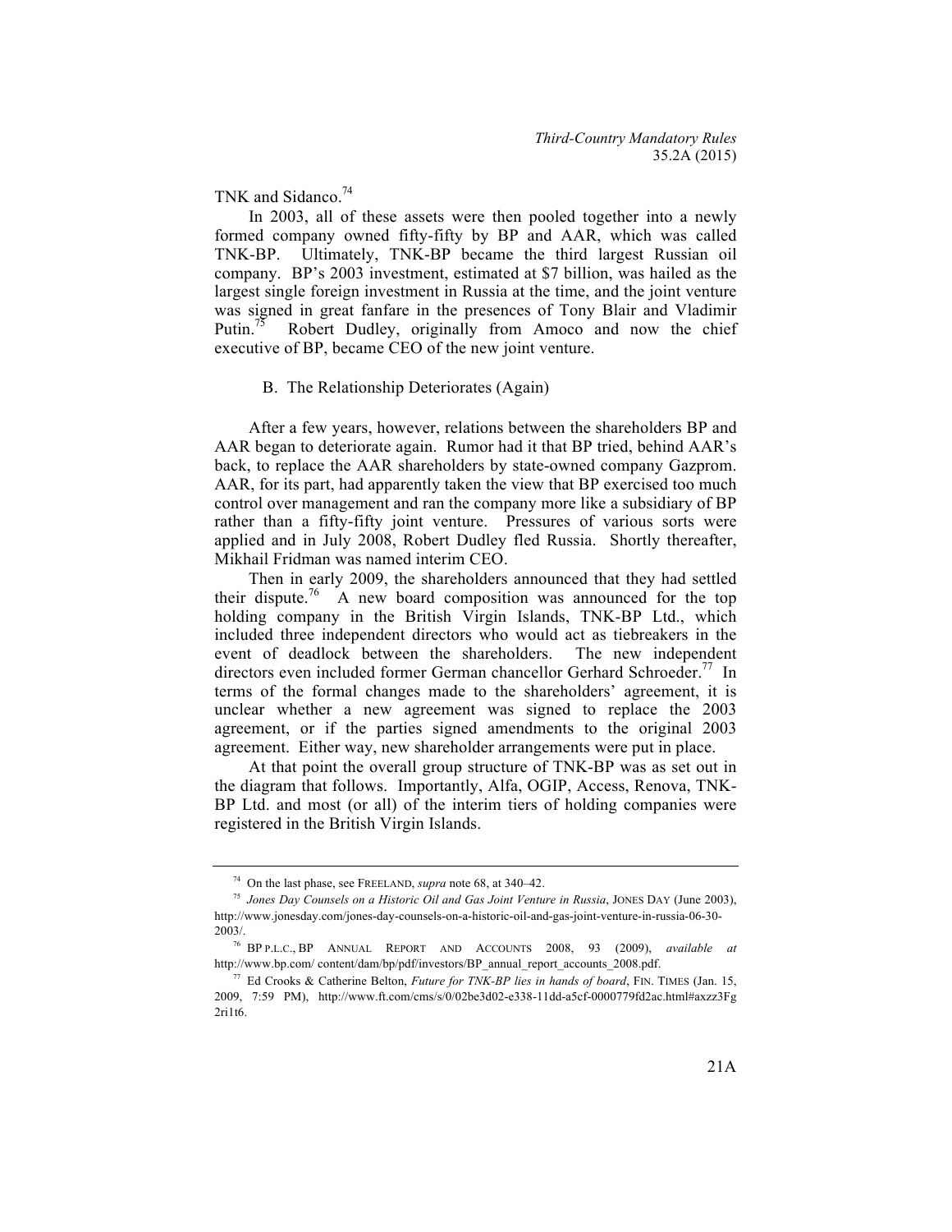TNK and Sidanco.[74]

In 2003, all of these assets were then pooled together into a newly formed company owned fifty-fifty by BP and AAR, which was called TNK-BP. Ultimately, TNK-BP became the third largest Russian oil company. BP's 2003 investment, estimated at $7 billion, was hailed as the largest single foreign investment in Russia at the time, and the joint venture was signed in great fanfare in the presences of Tony Blair and Vladimir Putin.[75] Robert Dudley, originally from Amoco and now the chief executive of BP, became CEO of the new joint venture.

### B. The Relationship Deteriorates (Again)

After a few years, however, relations between the shareholders BP and AAR began to deteriorate again. Rumor had it that BP tried, behind AAR's back, to replace the AAR shareholders by state-owned company Gazprom. AAR, for its part, had apparently taken the view that BP exercised too much control over management and ran the company more like a subsidiary of BP rather than a fifty-fifty joint venture. Pressures of various sorts were applied and in July 2008, Robert Dudley fled Russia. Shortly thereafter, Mikhail Fridman was named interim CEO.

Then in early 2009, the shareholders announced that they had settled their dispute.[76] A new board composition was announced for the top holding company in the British Virgin Islands, TNK-BP Ltd., which included three independent directors who would act as tiebreakers in the event of deadlock between the shareholders. The new independent directors even included former German chancellor Gerhard Schroeder.[77] In terms of the formal changes made to the shareholders' agreement, it is unclear whether a new agreement was signed to replace the 2003 agreement, or if the parties signed amendments to the original 2003 agreement. Either way, new shareholder arrangements were put in place.

At that point the overall group structure of TNK-BP was as set out in the diagram that follows. Importantly, Alfa, OGIP, Access, Renova, TNK-BP Ltd. and most (or all) of the interim tiers of holding companies were registered in the British Virgin Islands.

---

[74] On the last phase, see FREELAND, *supra* note 68, at 340–42.

[75] *Jones Day Counsels on a Historic Oil and Gas Joint Venture in Russia*, JONES DAY (June 2003), http://www.jonesday.com/jones-day-counsels-on-a-historic-oil-and-gas-joint-venture-in-russia-06-30-2003/.

[76] BP P.L.C., BP ANNUAL REPORT AND ACCOUNTS 2008, 93 (2009), *available at* http://www.bp.com/ content/dam/bp/pdf/investors/BP_annual_report_accounts_2008.pdf.

[77] Ed Crooks & Catherine Belton, *Future for TNK-BP lies in hands of board*, FIN. TIMES (Jan. 15, 2009, 7:59 PM), http://www.ft.com/cms/s/0/02be3d02-e338-11dd-a5cf-0000779fd2ac.html#axzz3Fg2ri1t6.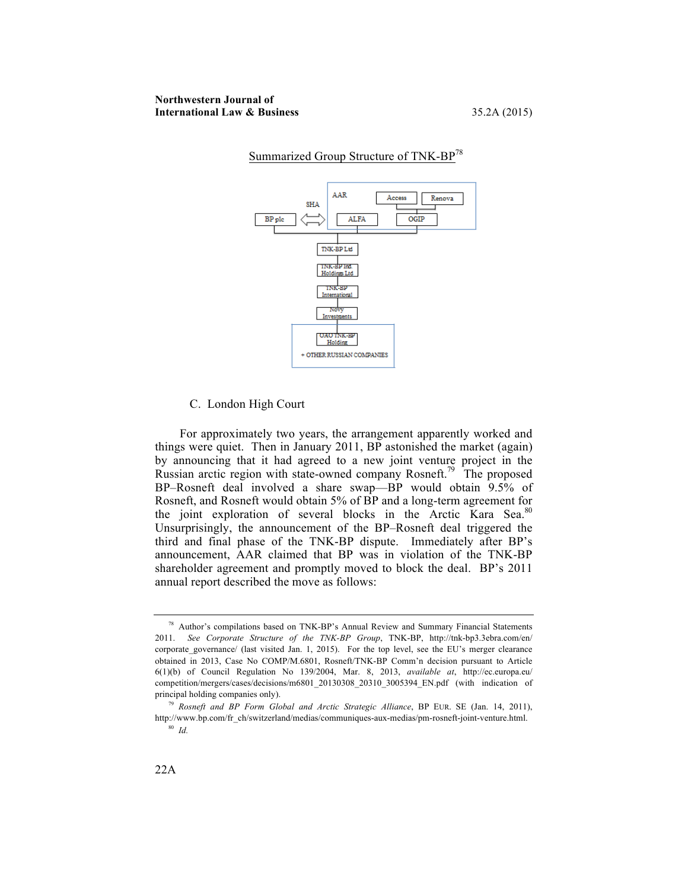Summarized Group Structure of TNK-BP[78]

AAR

Access

Renova

SHA

BP plc

ALFA

OGIP

TNK-BP Ltd

TNK-BP Ind. Holdings Ltd

TNK-BP International

Novy Investments

OAO TNK-BP Holding

+ OTHER RUSSIAN COMPANIES

## C. London High Court

For approximately two years, the arrangement apparently worked and things were quiet. Then in January 2011, BP astonished the market (again) by announcing that it had agreed to a new joint venture project in the Russian arctic region with state-owned company Rosneft.[79] The proposed BP–Rosneft deal involved a share swap—BP would obtain 9.5% of Rosneft, and Rosneft would obtain 5% of BP and a long-term agreement for the joint exploration of several blocks in the Arctic Kara Sea.[80] Unsurprisingly, the announcement of the BP–Rosneft deal triggered the third and final phase of the TNK-BP dispute. Immediately after BP's announcement, AAR claimed that BP was in violation of the TNK-BP shareholder agreement and promptly moved to block the deal. BP's 2011 annual report described the move as follows:

---

[78] Author's compilations based on TNK-BP's Annual Review and Summary Financial Statements 2011. *See Corporate Structure of the TNK-BP Group*, TNK-BP, http://tnk-bp3.3ebra.com/en/corporate_governance/ (last visited Jan. 1, 2015). For the top level, see the EU's merger clearance obtained in 2013, Case No COMP/M.6801, Rosneft/TNK-BP Comm'n decision pursuant to Article 6(1)(b) of Council Regulation No 139/2004, Mar. 8, 2013, *available at*, http://ec.europa.eu/competition/mergers/cases/decisions/m6801_20130308_20310_3005394_EN.pdf (with indication of principal holding companies only).

[79] *Rosneft and BP Form Global and Arctic Strategic Alliance*, BP EUR. SE (Jan. 14, 2011), http://www.bp.com/fr_ch/switzerland/medias/communiques-aux-medias/pm-rosneft-joint-venture.html.

[80] *Id.*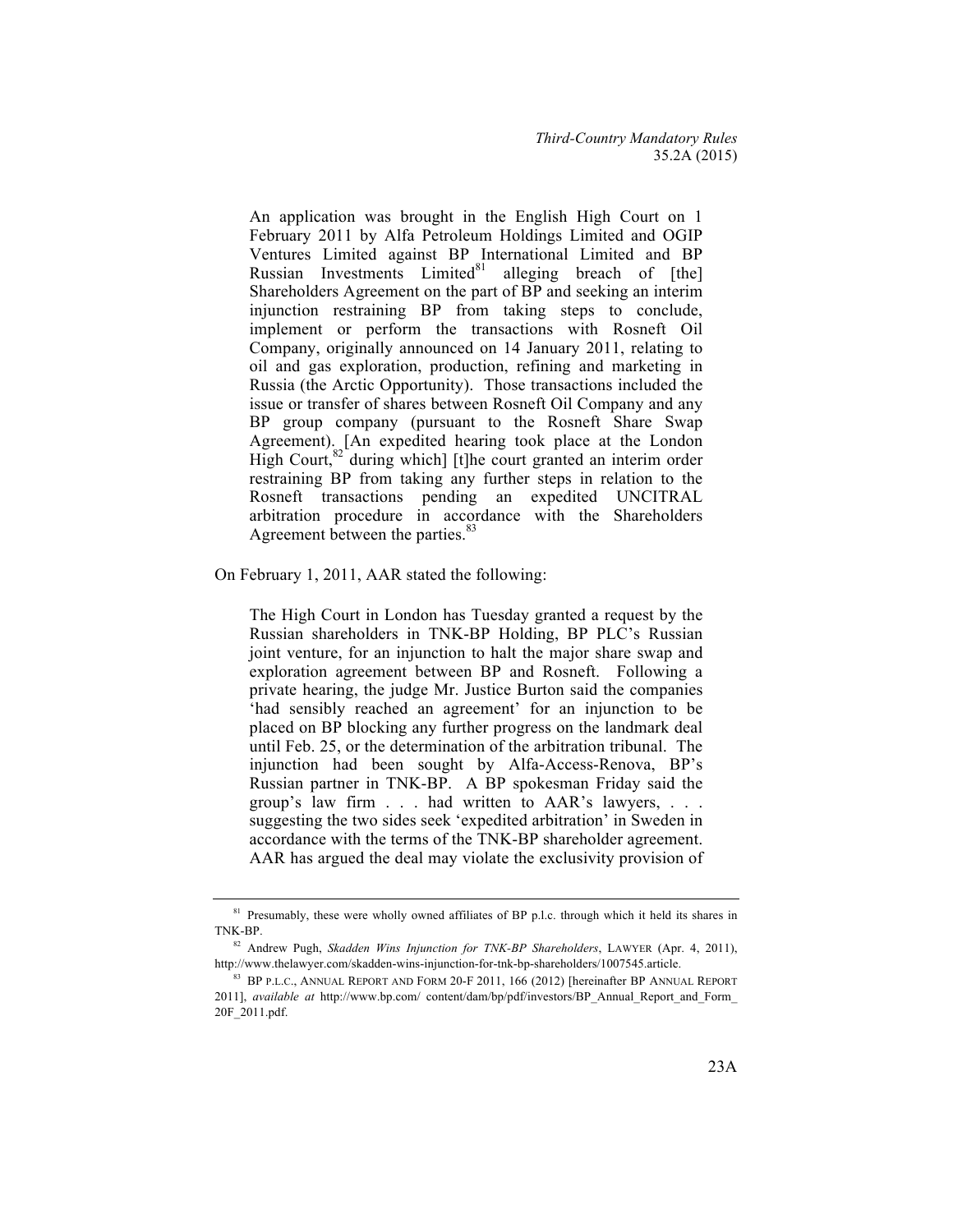> An application was brought in the English High Court on 1 February 2011 by Alfa Petroleum Holdings Limited and OGIP Ventures Limited against BP International Limited and BP Russian Investments Limited[81] alleging breach of [the] Shareholders Agreement on the part of BP and seeking an interim injunction restraining BP from taking steps to conclude, implement or perform the transactions with Rosneft Oil Company, originally announced on 14 January 2011, relating to oil and gas exploration, production, refining and marketing in Russia (the Arctic Opportunity). Those transactions included the issue or transfer of shares between Rosneft Oil Company and any BP group company (pursuant to the Rosneft Share Swap Agreement). [An expedited hearing took place at the London High Court,[82] during which] [t]he court granted an interim order restraining BP from taking any further steps in relation to the Rosneft transactions pending an expedited UNCITRAL arbitration procedure in accordance with the Shareholders Agreement between the parties.[83]

On February 1, 2011, AAR stated the following:

> The High Court in London has Tuesday granted a request by the Russian shareholders in TNK-BP Holding, BP PLC's Russian joint venture, for an injunction to halt the major share swap and exploration agreement between BP and Rosneft. Following a private hearing, the judge Mr. Justice Burton said the companies 'had sensibly reached an agreement' for an injunction to be placed on BP blocking any further progress on the landmark deal until Feb. 25, or the determination of the arbitration tribunal. The injunction had been sought by Alfa-Access-Renova, BP's Russian partner in TNK-BP. A BP spokesman Friday said the group's law firm . . . had written to AAR's lawyers, . . . suggesting the two sides seek 'expedited arbitration' in Sweden in accordance with the terms of the TNK-BP shareholder agreement. AAR has argued the deal may violate the exclusivity provision of

---

[81] Presumably, these were wholly owned affiliates of BP p.l.c. through which it held its shares in TNK-BP.

[82] Andrew Pugh, *Skadden Wins Injunction for TNK-BP Shareholders*, LAWYER (Apr. 4, 2011), http://www.thelawyer.com/skadden-wins-injunction-for-tnk-bp-shareholders/1007545.article.

[83] BP P.L.C., ANNUAL REPORT AND FORM 20-F 2011, 166 (2012) [hereinafter BP ANNUAL REPORT 2011], *available at* http://www.bp.com/ content/dam/bp/pdf/investors/BP_Annual_Report_and_Form_20F_2011.pdf.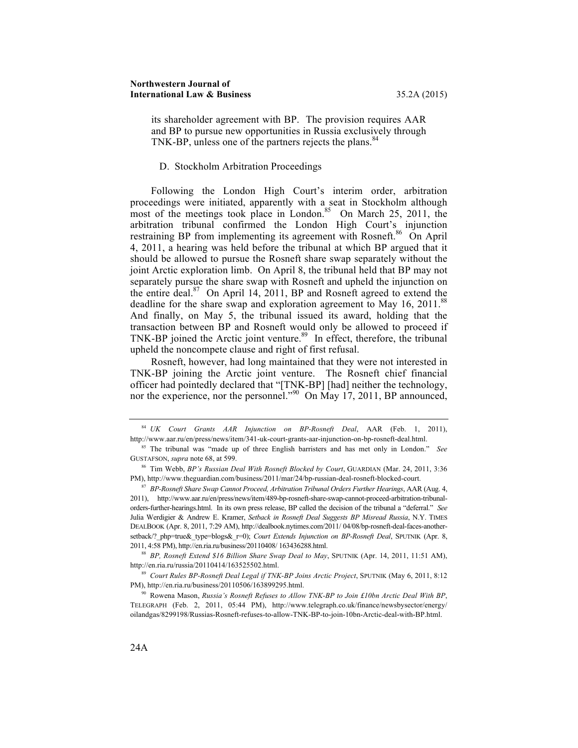its shareholder agreement with BP. The provision requires AAR and BP to pursue new opportunities in Russia exclusively through TNK-BP, unless one of the partners rejects the plans.[84]

### D. Stockholm Arbitration Proceedings

Following the London High Court's interim order, arbitration proceedings were initiated, apparently with a seat in Stockholm although most of the meetings took place in London.[85] On March 25, 2011, the arbitration tribunal confirmed the London High Court's injunction restraining BP from implementing its agreement with Rosneft.[86] On April 4, 2011, a hearing was held before the tribunal at which BP argued that it should be allowed to pursue the Rosneft share swap separately without the joint Arctic exploration limb. On April 8, the tribunal held that BP may not separately pursue the share swap with Rosneft and upheld the injunction on the entire deal.[87] On April 14, 2011, BP and Rosneft agreed to extend the deadline for the share swap and exploration agreement to May 16, 2011.[88] And finally, on May 5, the tribunal issued its award, holding that the transaction between BP and Rosneft would only be allowed to proceed if TNK-BP joined the Arctic joint venture.[89] In effect, therefore, the tribunal upheld the noncompete clause and right of first refusal.

Rosneft, however, had long maintained that they were not interested in TNK-BP joining the Arctic joint venture. The Rosneft chief financial officer had pointedly declared that "[TNK-BP] [had] neither the technology, nor the experience, nor the personnel."[90] On May 17, 2011, BP announced,

---

[84] *UK Court Grants AAR Injunction on BP-Rosneft Deal*, AAR (Feb. 1, 2011), http://www.aar.ru/en/press/news/item/341-uk-court-grants-aar-injunction-on-bp-rosneft-deal.html.

[85] The tribunal was "made up of three English barristers and has met only in London." *See* GUSTAFSON, *supra* note 68, at 599.

[86] Tim Webb, *BP's Russian Deal With Rosneft Blocked by Court*, GUARDIAN (Mar. 24, 2011, 3:36 PM), http://www.theguardian.com/business/2011/mar/24/bp-russian-deal-rosneft-blocked-court.

[87] *BP-Rosneft Share Swap Cannot Proceed, Arbitration Tribunal Orders Further Hearings*, AAR (Aug. 4, 2011), http://www.aar.ru/en/press/news/item/489-bp-rosneft-share-swap-cannot-proceed-arbitration-tribunal-orders-further-hearings.html. In its own press release, BP called the decision of the tribunal a "deferral." *See* Julia Werdigier & Andrew E. Kramer, *Setback in Rosneft Deal Suggests BP Misread Russia*, N.Y. TIMES DEALBOOK (Apr. 8, 2011, 7:29 AM), http://dealbook.nytimes.com/2011/ 04/08/bp-rosneft-deal-faces-another-setback/?_php=true&_type=blogs&_r=0); *Court Extends Injunction on BP-Rosneft Deal*, SPUTNIK (Apr. 8, 2011, 4:58 PM), http://en.ria.ru/business/20110408/ 163436288.html.

[88] *BP, Rosneft Extend $16 Billion Share Swap Deal to May*, SPUTNIK (Apr. 14, 2011, 11:51 AM), http://en.ria.ru/russia/20110414/163525502.html.

[89] *Court Rules BP-Rosneft Deal Legal if TNK-BP Joins Arctic Project*, SPUTNIK (May 6, 2011, 8:12 PM), http://en.ria.ru/business/20110506/163899295.html.

[90] Rowena Mason, *Russia's Rosneft Refuses to Allow TNK-BP to Join £10bn Arctic Deal With BP*, TELEGRAPH (Feb. 2, 2011, 05:44 PM), http://www.telegraph.co.uk/finance/newsbysector/energy/oilandgas/8299198/Russias-Rosneft-refuses-to-allow-TNK-BP-to-join-10bn-Arctic-deal-with-BP.html.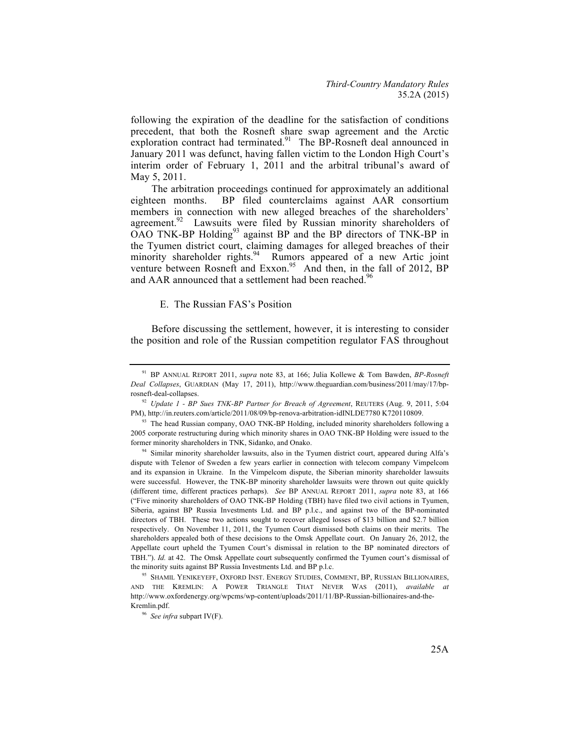following the expiration of the deadline for the satisfaction of conditions precedent, that both the Rosneft share swap agreement and the Arctic exploration contract had terminated.[91] The BP-Rosneft deal announced in January 2011 was defunct, having fallen victim to the London High Court's interim order of February 1, 2011 and the arbitral tribunal's award of May 5, 2011.

The arbitration proceedings continued for approximately an additional eighteen months. BP filed counterclaims against AAR consortium members in connection with new alleged breaches of the shareholders' agreement.[92] Lawsuits were filed by Russian minority shareholders of OAO TNK-BP Holding[93] against BP and the BP directors of TNK-BP in the Tyumen district court, claiming damages for alleged breaches of their minority shareholder rights.[94] Rumors appeared of a new Artic joint venture between Rosneft and Exxon.[95] And then, in the fall of 2012, BP and AAR announced that a settlement had been reached.[96]

### E. The Russian FAS's Position

Before discussing the settlement, however, it is interesting to consider the position and role of the Russian competition regulator FAS throughout

---

[91] BP ANNUAL REPORT 2011, *supra* note 83, at 166; Julia Kollewe & Tom Bawden, *BP-Rosneft Deal Collapses*, GUARDIAN (May 17, 2011), http://www.theguardian.com/business/2011/may/17/bp-rosneft-deal-collapses.

[92] *Update 1 - BP Sues TNK-BP Partner for Breach of Agreement*, REUTERS (Aug. 9, 2011, 5:04 PM), http://in.reuters.com/article/2011/08/09/bp-renova-arbitration-idINLDE7780 K720110809.

[93] The head Russian company, OAO TNK-BP Holding, included minority shareholders following a 2005 corporate restructuring during which minority shares in OAO TNK-BP Holding were issued to the former minority shareholders in TNK, Sidanko, and Onako.

[94] Similar minority shareholder lawsuits, also in the Tyumen district court, appeared during Alfa's dispute with Telenor of Sweden a few years earlier in connection with telecom company Vimpelcom and its expansion in Ukraine. In the Vimpelcom dispute, the Siberian minority shareholder lawsuits were successful. However, the TNK-BP minority shareholder lawsuits were thrown out quite quickly (different time, different practices perhaps). *See* BP ANNUAL REPORT 2011, *supra* note 83, at 166 ("Five minority shareholders of OAO TNK-BP Holding (TBH) have filed two civil actions in Tyumen, Siberia, against BP Russia Investments Ltd. and BP p.l.c., and against two of the BP-nominated directors of TBH. These two actions sought to recover alleged losses of $13 billion and $2.7 billion respectively. On November 11, 2011, the Tyumen Court dismissed both claims on their merits. The shareholders appealed both of these decisions to the Omsk Appellate court. On January 26, 2012, the Appellate court upheld the Tyumen Court's dismissal in relation to the BP nominated directors of TBH."). *Id.* at 42. The Omsk Appellate court subsequently confirmed the Tyumen court's dismissal of the minority suits against BP Russia Investments Ltd. and BP p.l.c.

[95] SHAMIL YENIKEYEFF, OXFORD INST. ENERGY STUDIES, COMMENT, BP, RUSSIAN BILLIONAIRES, AND THE KREMLIN: A POWER TRIANGLE THAT NEVER WAS (2011), *available at* http://www.oxfordenergy.org/wpcms/wp-content/uploads/2011/11/BP-Russian-billionaires-and-the-Kremlin.pdf.

[96] *See infra* subpart IV(F).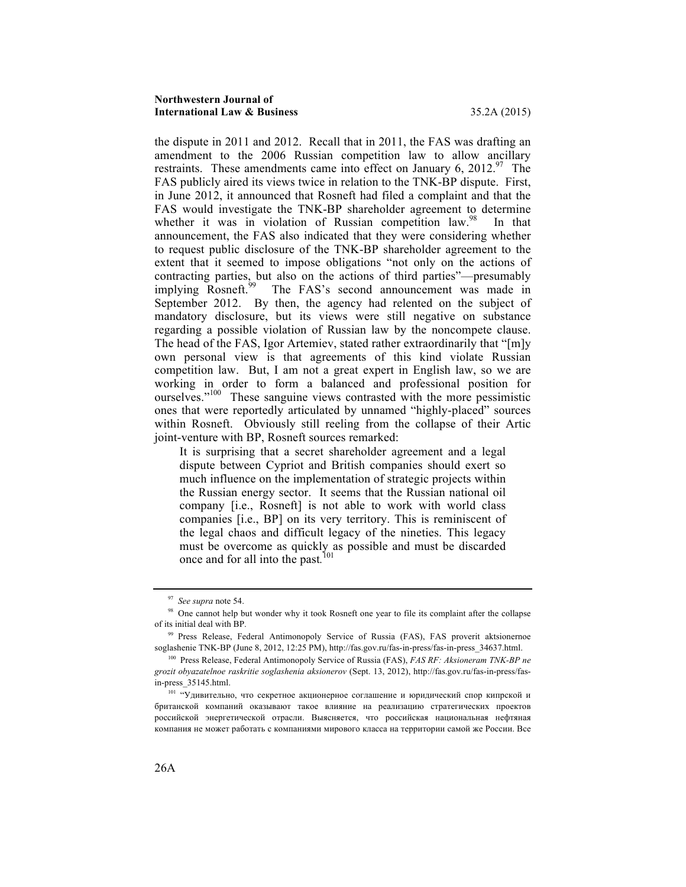the dispute in 2011 and 2012. Recall that in 2011, the FAS was drafting an amendment to the 2006 Russian competition law to allow ancillary restraints. These amendments came into effect on January 6, 2012.[97] The FAS publicly aired its views twice in relation to the TNK-BP dispute. First, in June 2012, it announced that Rosneft had filed a complaint and that the FAS would investigate the TNK-BP shareholder agreement to determine whether it was in violation of Russian competition law.[98] In that announcement, the FAS also indicated that they were considering whether to request public disclosure of the TNK-BP shareholder agreement to the extent that it seemed to impose obligations "not only on the actions of contracting parties, but also on the actions of third parties"—presumably implying Rosneft.[99] The FAS's second announcement was made in September 2012. By then, the agency had relented on the subject of mandatory disclosure, but its views were still negative on substance regarding a possible violation of Russian law by the noncompete clause. The head of the FAS, Igor Artemiev, stated rather extraordinarily that "[m]y own personal view is that agreements of this kind violate Russian competition law. But, I am not a great expert in English law, so we are working in order to form a balanced and professional position for ourselves."[100] These sanguine views contrasted with the more pessimistic ones that were reportedly articulated by unnamed "highly-placed" sources within Rosneft. Obviously still reeling from the collapse of their Artic joint-venture with BP, Rosneft sources remarked:

> It is surprising that a secret shareholder agreement and a legal dispute between Cypriot and British companies should exert so much influence on the implementation of strategic projects within the Russian energy sector. It seems that the Russian national oil company [i.e., Rosneft] is not able to work with world class companies [i.e., BP] on its very territory. This is reminiscent of the legal chaos and difficult legacy of the nineties. This legacy must be overcome as quickly as possible and must be discarded once and for all into the past.[101]

---

[97] *See supra* note 54.

[98] One cannot help but wonder why it took Rosneft one year to file its complaint after the collapse of its initial deal with BP.

[99] Press Release, Federal Antimonopoly Service of Russia (FAS), FAS proverit aktsionernoe soglashenie TNK-BP (June 8, 2012, 12:25 PM), http://fas.gov.ru/fas-in-press/fas-in-press_34637.html.

[100] Press Release, Federal Antimonopoly Service of Russia (FAS), *FAS RF: Aksioneram TNK-BP ne grozit obyazatelnoe raskritie soglashenia aksionerov* (Sept. 13, 2012), http://fas.gov.ru/fas-in-press/fas-in-press_35145.html.

[101] "Удивительно, что секретное акционерное соглашение и юридический спор кипрской и британской компаний оказывают такое влияние на реализацию стратегических проектов российской энергетической отрасли. Выясняется, что российская национальная нефтяная компания не может работать с компаниями мирового класса на территории самой же России. Все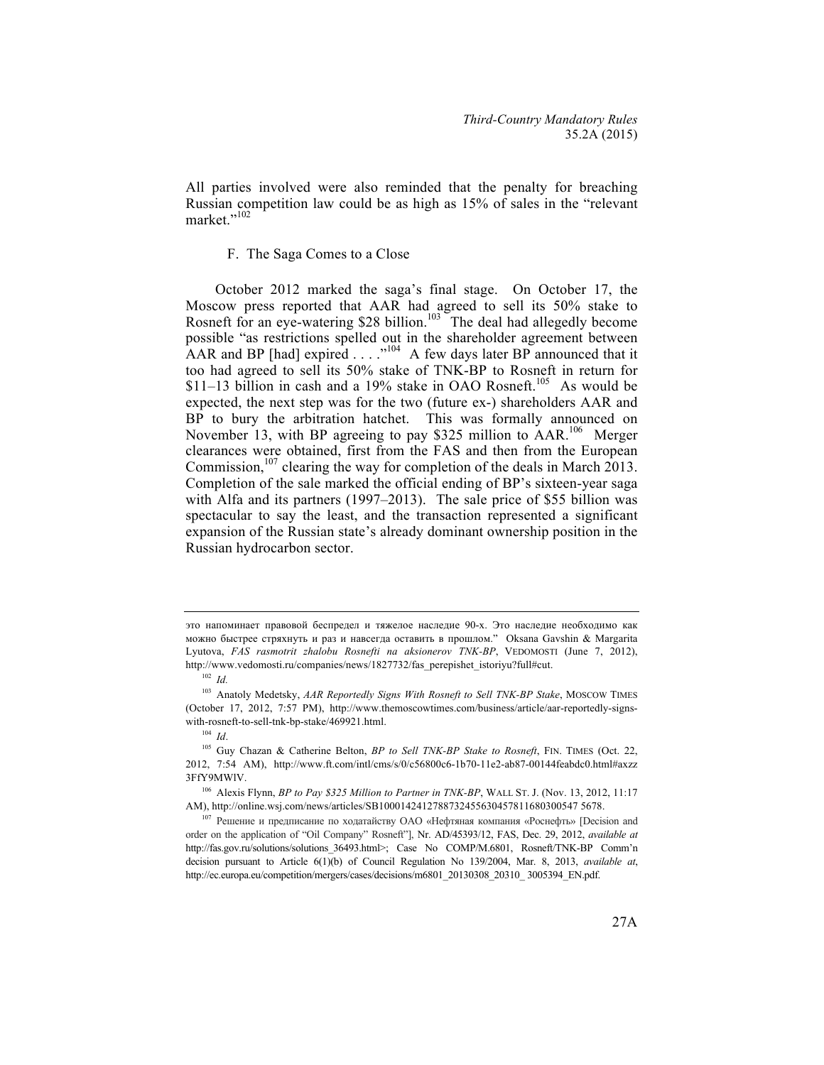All parties involved were also reminded that the penalty for breaching Russian competition law could be as high as 15% of sales in the "relevant market."[102]

### F. The Saga Comes to a Close

October 2012 marked the saga's final stage. On October 17, the Moscow press reported that AAR had agreed to sell its 50% stake to Rosneft for an eye-watering $28 billion.[103] The deal had allegedly become possible "as restrictions spelled out in the shareholder agreement between AAR and BP [had] expired . . . ."[104] A few days later BP announced that it too had agreed to sell its 50% stake of TNK-BP to Rosneft in return for $11–13 billion in cash and a 19% stake in OAO Rosneft.[105] As would be expected, the next step was for the two (future ex-) shareholders AAR and BP to bury the arbitration hatchet. This was formally announced on November 13, with BP agreeing to pay $325 million to AAR.[106] Merger clearances were obtained, first from the FAS and then from the European Commission,[107] clearing the way for completion of the deals in March 2013. Completion of the sale marked the official ending of BP's sixteen-year saga with Alfa and its partners (1997–2013). The sale price of $55 billion was spectacular to say the least, and the transaction represented a significant expansion of the Russian state's already dominant ownership position in the Russian hydrocarbon sector.

---

это напоминает правовой беспредел и тяжелое наследие 90-х. Это наследие необходимо как можно быстрее стряхнуть и раз и навсегда оставить в прошлом." Oksana Gavshin & Margarita Lyutova, *FAS rasmotrit zhalobu Rosnefti na aksionerov TNK-BP*, VEDOMOSTI (June 7, 2012), http://www.vedomosti.ru/companies/news/1827732/fas_perepishet_istoriyu?full#cut.

[102] *Id.*

[103] Anatoly Medetsky, *AAR Reportedly Signs With Rosneft to Sell TNK-BP Stake*, MOSCOW TIMES (October 17, 2012, 7:57 PM), http://www.themoscowtimes.com/business/article/aar-reportedly-signs-with-rosneft-to-sell-tnk-bp-stake/469921.html.

[104] *Id*.

[105] Guy Chazan & Catherine Belton, *BP to Sell TNK-BP Stake to Rosneft*, FIN. TIMES (Oct. 22, 2012, 7:54 AM), http://www.ft.com/intl/cms/s/0/c56800c6-1b70-11e2-ab87-00144feabdc0.html#axzz3FfY9MWlV.

[106] Alexis Flynn, *BP to Pay $325 Million to Partner in TNK-BP*, WALL ST. J. (Nov. 13, 2012, 11:17 AM), http://online.wsj.com/news/articles/SB10001424127887324556304578116803005475678.

[107] Решение и предписание по ходатайству ОАО «Нефтяная компания «Роснефть» [Decision and order on the application of "Oil Company" Rosneft"], Nr. AD/45393/12, FAS, Dec. 29, 2012, *available at* http://fas.gov.ru/solutions/solutions_36493.html>; Case No COMP/M.6801, Rosneft/TNK-BP Comm'n decision pursuant to Article 6(1)(b) of Council Regulation No 139/2004, Mar. 8, 2013, *available at*, http://ec.europa.eu/competition/mergers/cases/decisions/m6801_20130308_20310_ 3005394_EN.pdf.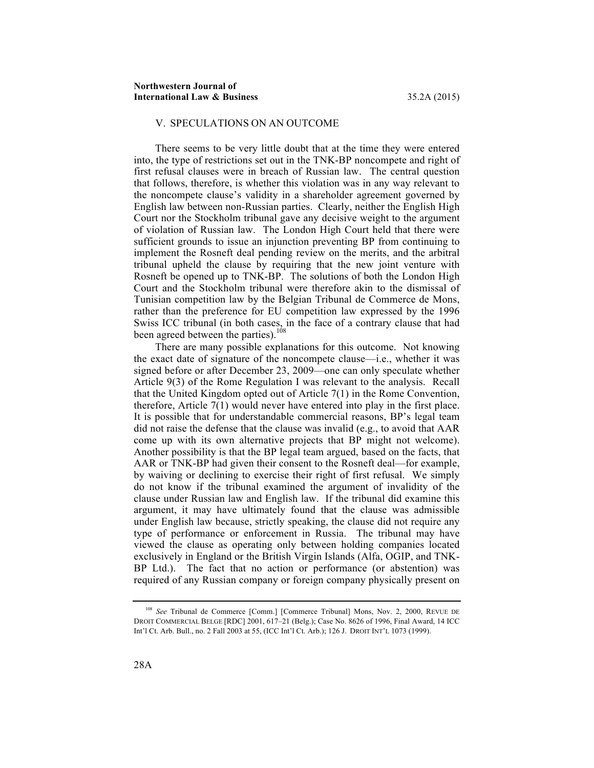## V. SPECULATIONS ON AN OUTCOME

There seems to be very little doubt that at the time they were entered into, the type of restrictions set out in the TNK-BP noncompete and right of first refusal clauses were in breach of Russian law. The central question that follows, therefore, is whether this violation was in any way relevant to the noncompete clause's validity in a shareholder agreement governed by English law between non-Russian parties. Clearly, neither the English High Court nor the Stockholm tribunal gave any decisive weight to the argument of violation of Russian law. The London High Court held that there were sufficient grounds to issue an injunction preventing BP from continuing to implement the Rosneft deal pending review on the merits, and the arbitral tribunal upheld the clause by requiring that the new joint venture with Rosneft be opened up to TNK-BP. The solutions of both the London High Court and the Stockholm tribunal were therefore akin to the dismissal of Tunisian competition law by the Belgian Tribunal de Commerce de Mons, rather than the preference for EU competition law expressed by the 1996 Swiss ICC tribunal (in both cases, in the face of a contrary clause that had been agreed between the parties).[108]

There are many possible explanations for this outcome. Not knowing the exact date of signature of the noncompete clause—i.e., whether it was signed before or after December 23, 2009—one can only speculate whether Article 9(3) of the Rome Regulation I was relevant to the analysis. Recall that the United Kingdom opted out of Article 7(1) in the Rome Convention, therefore, Article 7(1) would never have entered into play in the first place. It is possible that for understandable commercial reasons, BP's legal team did not raise the defense that the clause was invalid (e.g., to avoid that AAR come up with its own alternative projects that BP might not welcome). Another possibility is that the BP legal team argued, based on the facts, that AAR or TNK-BP had given their consent to the Rosneft deal—for example, by waiving or declining to exercise their right of first refusal. We simply do not know if the tribunal examined the argument of invalidity of the clause under Russian law and English law. If the tribunal did examine this argument, it may have ultimately found that the clause was admissible under English law because, strictly speaking, the clause did not require any type of performance or enforcement in Russia. The tribunal may have viewed the clause as operating only between holding companies located exclusively in England or the British Virgin Islands (Alfa, OGIP, and TNK-BP Ltd.). The fact that no action or performance (or abstention) was required of any Russian company or foreign company physically present on

---

[108] *See* Tribunal de Commerce [Comm.] [Commerce Tribunal] Mons, Nov. 2, 2000, REVUE DE DROIT COMMERCIAL BELGE [RDC] 2001, 617–21 (Belg.); Case No. 8626 of 1996, Final Award, 14 ICC Int'l Ct. Arb. Bull., no. 2 Fall 2003 at 55, (ICC Int'l Ct. Arb.); 126 J. DROIT INT'L 1073 (1999).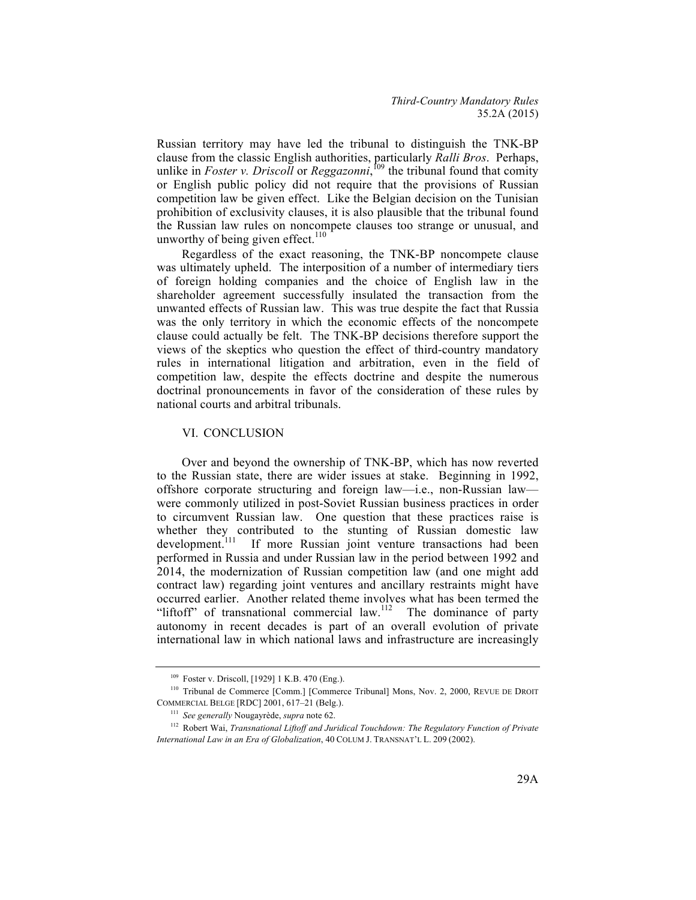Russian territory may have led the tribunal to distinguish the TNK-BP clause from the classic English authorities, particularly *Ralli Bros*. Perhaps, unlike in *Foster v. Driscoll* or *Reggazonni*,[109] the tribunal found that comity or English public policy did not require that the provisions of Russian competition law be given effect. Like the Belgian decision on the Tunisian prohibition of exclusivity clauses, it is also plausible that the tribunal found the Russian law rules on noncompete clauses too strange or unusual, and unworthy of being given effect.[110]

Regardless of the exact reasoning, the TNK-BP noncompete clause was ultimately upheld. The interposition of a number of intermediary tiers of foreign holding companies and the choice of English law in the shareholder agreement successfully insulated the transaction from the unwanted effects of Russian law. This was true despite the fact that Russia was the only territory in which the economic effects of the noncompete clause could actually be felt. The TNK-BP decisions therefore support the views of the skeptics who question the effect of third-country mandatory rules in international litigation and arbitration, even in the field of competition law, despite the effects doctrine and despite the numerous doctrinal pronouncements in favor of the consideration of these rules by national courts and arbitral tribunals.

## VI. CONCLUSION

Over and beyond the ownership of TNK-BP, which has now reverted to the Russian state, there are wider issues at stake. Beginning in 1992, offshore corporate structuring and foreign law—i.e., non-Russian law—were commonly utilized in post-Soviet Russian business practices in order to circumvent Russian law. One question that these practices raise is whether they contributed to the stunting of Russian domestic law development.[111] If more Russian joint venture transactions had been performed in Russia and under Russian law in the period between 1992 and 2014, the modernization of Russian competition law (and one might add contract law) regarding joint ventures and ancillary restraints might have occurred earlier. Another related theme involves what has been termed the "liftoff" of transnational commercial law.[112] The dominance of party autonomy in recent decades is part of an overall evolution of private international law in which national laws and infrastructure are increasingly

---

[109] Foster v. Driscoll, [1929] 1 K.B. 470 (Eng.).

[110] Tribunal de Commerce [Comm.] [Commerce Tribunal] Mons, Nov. 2, 2000, REVUE DE DROIT COMMERCIAL BELGE [RDC] 2001, 617–21 (Belg.).

[111] *See generally* Nougayrède, *supra* note 62.

[112] Robert Wai, *Transnational Liftoff and Juridical Touchdown: The Regulatory Function of Private International Law in an Era of Globalization*, 40 COLUM J. TRANSNAT'L L. 209 (2002).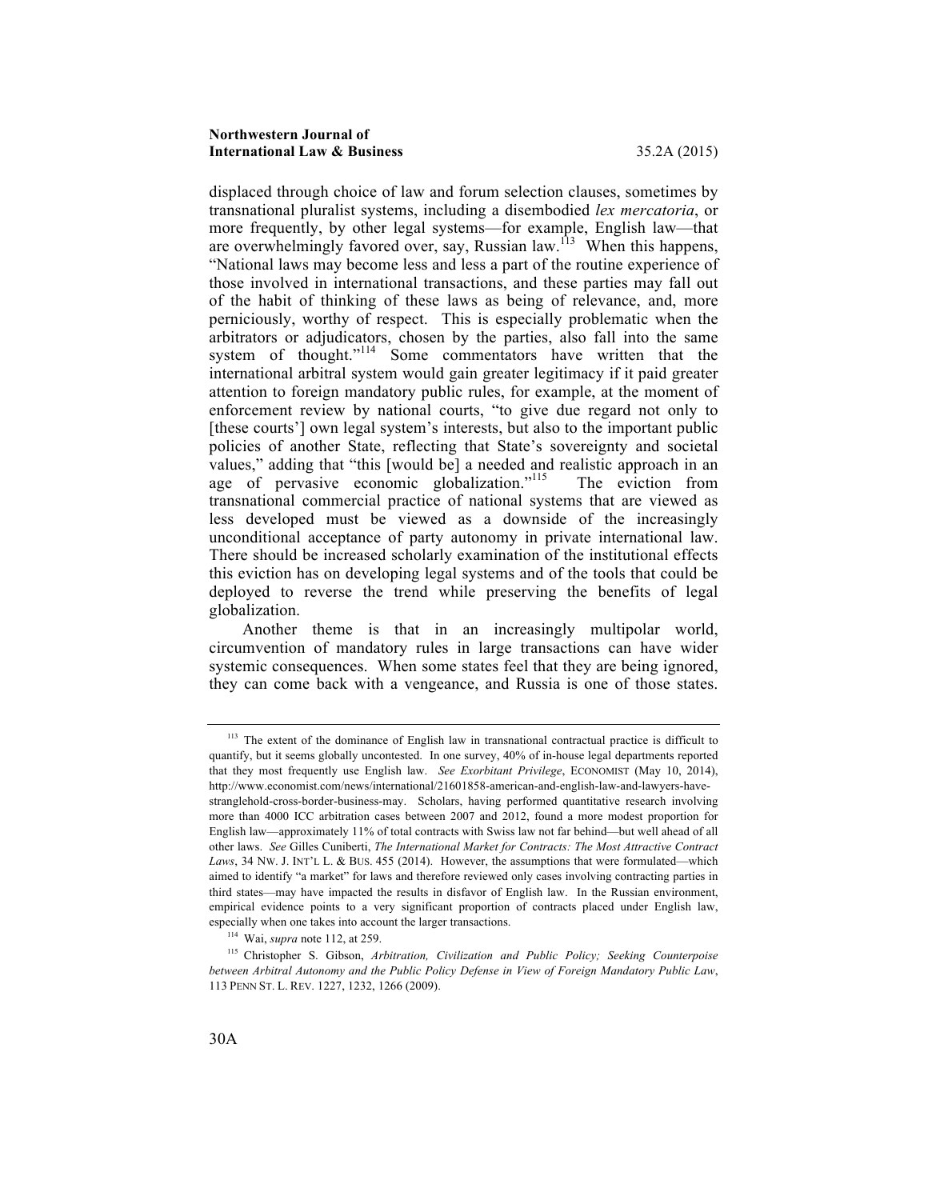displaced through choice of law and forum selection clauses, sometimes by transnational pluralist systems, including a disembodied *lex mercatoria*, or more frequently, by other legal systems—for example, English law—that are overwhelmingly favored over, say, Russian law.[113] When this happens, "National laws may become less and less a part of the routine experience of those involved in international transactions, and these parties may fall out of the habit of thinking of these laws as being of relevance, and, more perniciously, worthy of respect. This is especially problematic when the arbitrators or adjudicators, chosen by the parties, also fall into the same system of thought."[114] Some commentators have written that the international arbitral system would gain greater legitimacy if it paid greater attention to foreign mandatory public rules, for example, at the moment of enforcement review by national courts, "to give due regard not only to [these courts'] own legal system's interests, but also to the important public policies of another State, reflecting that State's sovereignty and societal values," adding that "this [would be] a needed and realistic approach in an age of pervasive economic globalization."[115] The eviction from transnational commercial practice of national systems that are viewed as less developed must be viewed as a downside of the increasingly unconditional acceptance of party autonomy in private international law. There should be increased scholarly examination of the institutional effects this eviction has on developing legal systems and of the tools that could be deployed to reverse the trend while preserving the benefits of legal globalization.

Another theme is that in an increasingly multipolar world, circumvention of mandatory rules in large transactions can have wider systemic consequences. When some states feel that they are being ignored, they can come back with a vengeance, and Russia is one of those states.

---

[113] The extent of the dominance of English law in transnational contractual practice is difficult to quantify, but it seems globally uncontested. In one survey, 40% of in-house legal departments reported that they most frequently use English law. *See Exorbitant Privilege*, ECONOMIST (May 10, 2014), http://www.economist.com/news/international/21601858-american-and-english-law-and-lawyers-have-stranglehold-cross-border-business-may. Scholars, having performed quantitative research involving more than 4000 ICC arbitration cases between 2007 and 2012, found a more modest proportion for English law—approximately 11% of total contracts with Swiss law not far behind—but well ahead of all other laws. *See* Gilles Cuniberti, *The International Market for Contracts: The Most Attractive Contract Laws*, 34 NW. J. INT'L L. & BUS. 455 (2014). However, the assumptions that were formulated—which aimed to identify "a market" for laws and therefore reviewed only cases involving contracting parties in third states—may have impacted the results in disfavor of English law. In the Russian environment, empirical evidence points to a very significant proportion of contracts placed under English law, especially when one takes into account the larger transactions.

[114] Wai, *supra* note 112, at 259.

[115] Christopher S. Gibson, *Arbitration, Civilization and Public Policy; Seeking Counterpoise between Arbitral Autonomy and the Public Policy Defense in View of Foreign Mandatory Public Law*, 113 PENN ST. L. REV. 1227, 1232, 1266 (2009).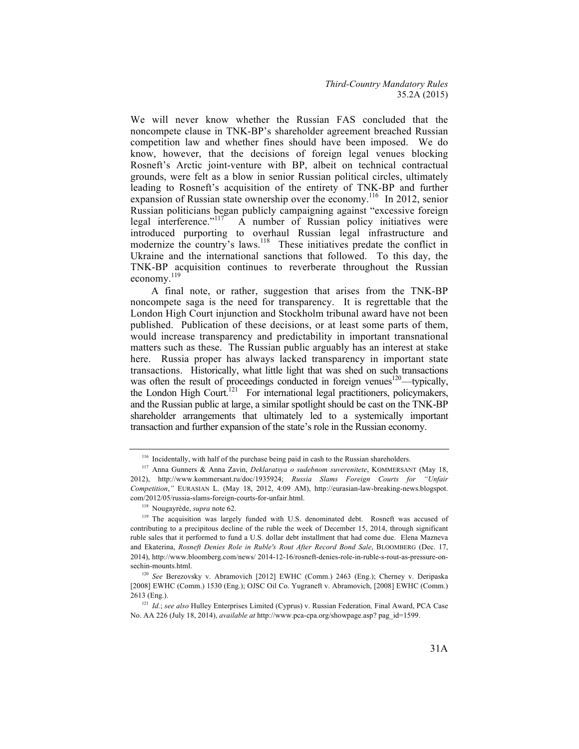We will never know whether the Russian FAS concluded that the noncompete clause in TNK-BP's shareholder agreement breached Russian competition law and whether fines should have been imposed. We do know, however, that the decisions of foreign legal venues blocking Rosneft's Arctic joint-venture with BP, albeit on technical contractual grounds, were felt as a blow in senior Russian political circles, ultimately leading to Rosneft's acquisition of the entirety of TNK-BP and further expansion of Russian state ownership over the economy.[116] In 2012, senior Russian politicians began publicly campaigning against "excessive foreign legal interference."[117] A number of Russian policy initiatives were introduced purporting to overhaul Russian legal infrastructure and modernize the country's laws.[118] These initiatives predate the conflict in Ukraine and the international sanctions that followed. To this day, the TNK-BP acquisition continues to reverberate throughout the Russian economy.[119]

A final note, or rather, suggestion that arises from the TNK-BP noncompete saga is the need for transparency. It is regrettable that the London High Court injunction and Stockholm tribunal award have not been published. Publication of these decisions, or at least some parts of them, would increase transparency and predictability in important transnational matters such as these. The Russian public arguably has an interest at stake here. Russia proper has always lacked transparency in important state transactions. Historically, what little light that was shed on such transactions was often the result of proceedings conducted in foreign venues[120]—typically, the London High Court.[121] For international legal practitioners, policymakers, and the Russian public at large, a similar spotlight should be cast on the TNK-BP shareholder arrangements that ultimately led to a systemically important transaction and further expansion of the state's role in the Russian economy.

---

[116] Incidentally, with half of the purchase being paid in cash to the Russian shareholders.

[117] Anna Gunners & Anna Zavin, *Deklaratsya o sudebnom suverenitete*, KOMMERSANT (May 18, 2012), http://www.kommersant.ru/doc/1935924; *Russia Slams Foreign Courts for "Unfair Competition*,*"* EURASIAN L. (May 18, 2012, 4:09 AM), http://eurasian-law-breaking-news.blogspot.com/2012/05/russia-slams-foreign-courts-for-unfair.html.

[118] Nougayrède, *supra* note 62.

[119] The acquisition was largely funded with U.S. denominated debt. Rosneft was accused of contributing to a precipitous decline of the ruble the week of December 15, 2014, through significant ruble sales that it performed to fund a U.S. dollar debt installment that had come due. Elena Mazneva and Ekaterina, *Rosneft Denies Role in Ruble's Rout After Record Bond Sale*, BLOOMBERG (Dec. 17, 2014), http://www.bloomberg.com/news/ 2014-12-16/rosneft-denies-role-in-ruble-s-rout-as-pressure-on-sechin-mounts.html.

[120] *See* Berezovsky v. Abramovich [2012] EWHC (Comm.) 2463 (Eng.); Cherney v. Deripaska [2008] EWHC (Comm.) 1530 (Eng.); OJSC Oil Co. Yugraneft v. Abramovich, [2008] EWHC (Comm.) 2613 (Eng.).

[121] *Id.*; *see also* Hulley Enterprises Limited (Cyprus) v. Russian Federation*,* Final Award, PCA Case No. AA 226 (July 18, 2014), *available at* http://www.pca-cpa.org/showpage.asp? pag_id=1599.